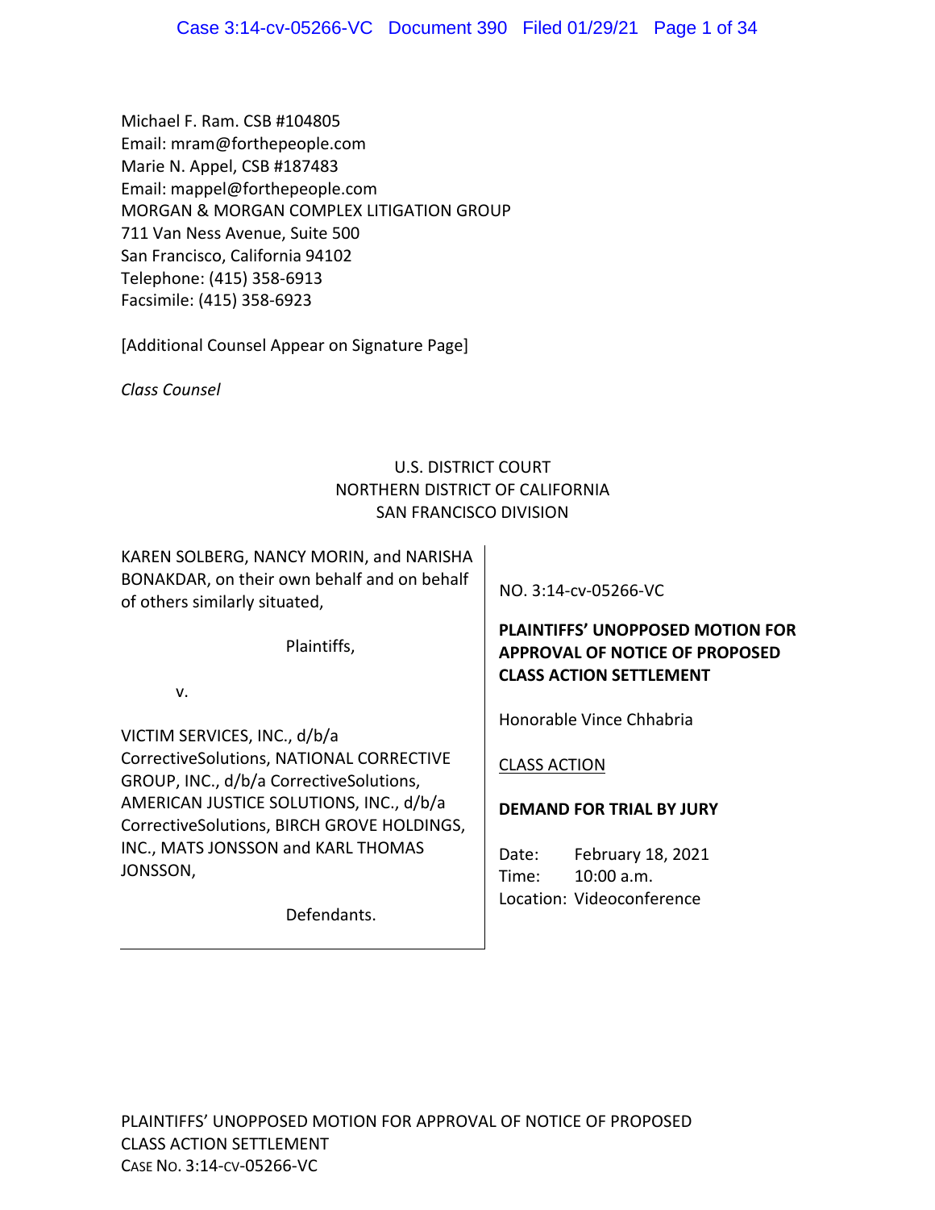Michael F. Ram. CSB #104805
Email: mram@forthepeople.com
Marie N. Appel, CSB #187483
Email: mappel@forthepeople.com
MORGAN & MORGAN COMPLEX LITIGATION GROUP
711 Van Ness Avenue, Suite 500
San Francisco, California 94102
Telephone: (415) 358-6913
Facsimile: (415) 358-6923

[Additional Counsel Appear on Signature Page]

*Class Counsel*

U.S. DISTRICT COURT
NORTHERN DISTRICT OF CALIFORNIA
SAN FRANCISCO DIVISION

KAREN SOLBERG, NANCY MORIN, and NARISHA BONAKDAR, on their own behalf and on behalf of others similarly situated,

Plaintiffs,

v.

VICTIM SERVICES, INC., d/b/a CorrectiveSolutions, NATIONAL CORRECTIVE GROUP, INC., d/b/a CorrectiveSolutions, AMERICAN JUSTICE SOLUTIONS, INC., d/b/a CorrectiveSolutions, BIRCH GROVE HOLDINGS, INC., MATS JONSSON and KARL THOMAS JONSSON,

Defendants.

NO. 3:14-cv-05266-VC

**PLAINTIFFS' UNOPPOSED MOTION FOR APPROVAL OF NOTICE OF PROPOSED CLASS ACTION SETTLEMENT**

Honorable Vince Chhabria

CLASS ACTION

**DEMAND FOR TRIAL BY JURY**

Date: February 18, 2021
Time: 10:00 a.m.
Location: Videoconference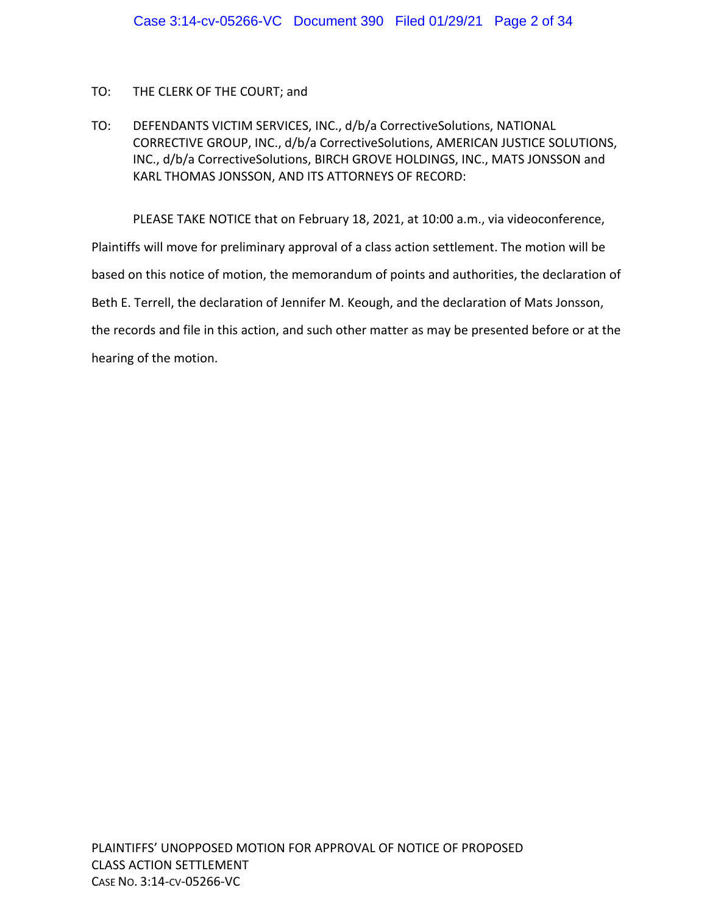TO: THE CLERK OF THE COURT; and

TO: DEFENDANTS VICTIM SERVICES, INC., d/b/a CorrectiveSolutions, NATIONAL CORRECTIVE GROUP, INC., d/b/a CorrectiveSolutions, AMERICAN JUSTICE SOLUTIONS, INC., d/b/a CorrectiveSolutions, BIRCH GROVE HOLDINGS, INC., MATS JONSSON and KARL THOMAS JONSSON, AND ITS ATTORNEYS OF RECORD:

PLEASE TAKE NOTICE that on February 18, 2021, at 10:00 a.m., via videoconference, Plaintiffs will move for preliminary approval of a class action settlement. The motion will be based on this notice of motion, the memorandum of points and authorities, the declaration of Beth E. Terrell, the declaration of Jennifer M. Keough, and the declaration of Mats Jonsson, the records and file in this action, and such other matter as may be presented before or at the hearing of the motion.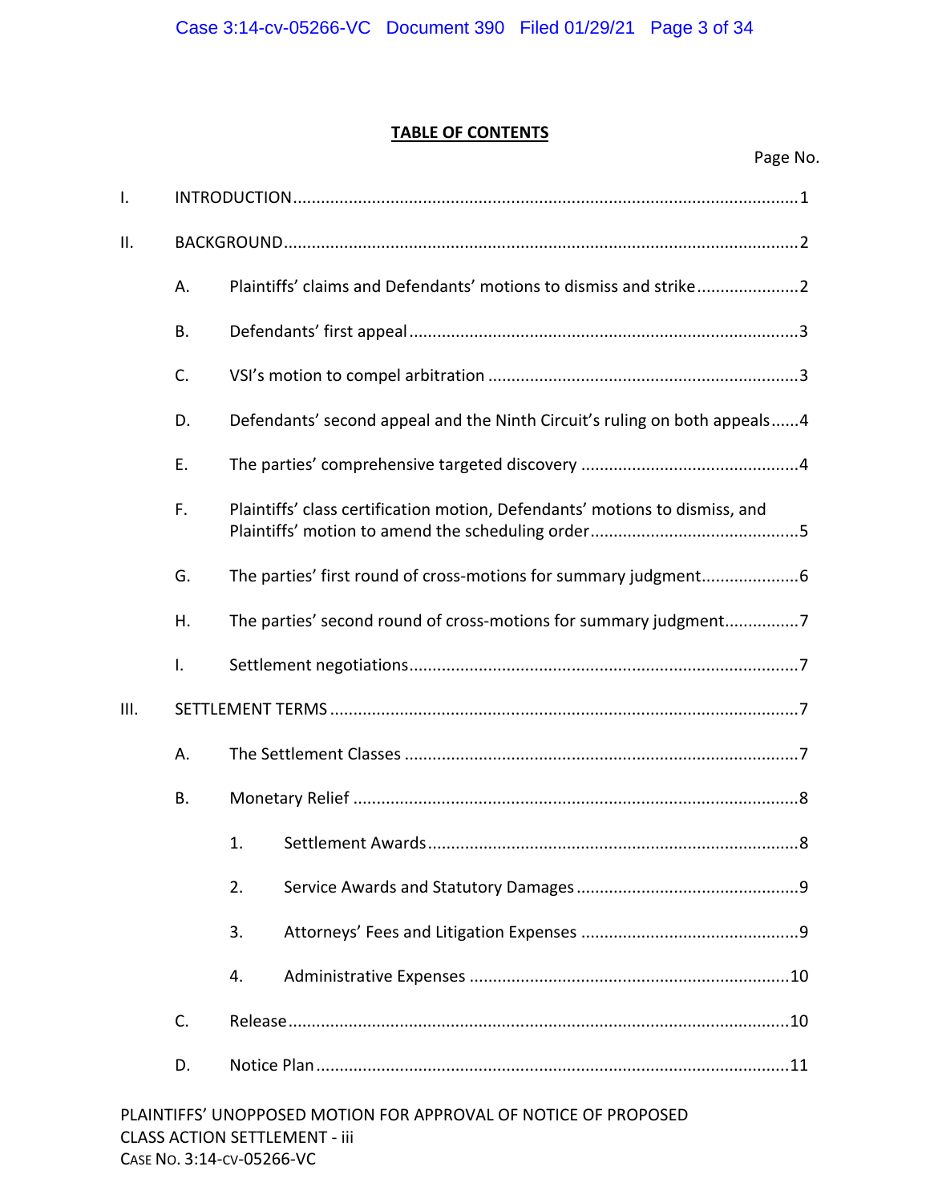## TABLE OF CONTENTS

Page No.

I. INTRODUCTION ........................................................................................................ 1

II. BACKGROUND ........................................................................................................ 2

- A. Plaintiffs' claims and Defendants' motions to dismiss and strike ........................ 2
- B. Defendants' first appeal ........................................................................................ 3
- C. VSI's motion to compel arbitration ....................................................................... 3
- D. Defendants' second appeal and the Ninth Circuit's ruling on both appeals ......... 4
- E. The parties' comprehensive targeted discovery .................................................... 4
- F. Plaintiffs' class certification motion, Defendants' motions to dismiss, and Plaintiffs' motion to amend the scheduling order ........................................................ 5
- G. The parties' first round of cross-motions for summary judgment ......................... 6
- H. The parties' second round of cross-motions for summary judgment .................... 7
- I. Settlement negotiations .......................................................................................... 7

III. SETTLEMENT TERMS ............................................................................................ 7

- A. The Settlement Classes .......................................................................................... 7
- B. Monetary Relief ...................................................................................................... 8
  - 1. Settlement Awards .......................................................................................... 8
  - 2. Service Awards and Statutory Damages ......................................................... 9
  - 3. Attorneys' Fees and Litigation Expenses ........................................................ 9
  - 4. Administrative Expenses ............................................................................... 10
- C. Release .................................................................................................................. 10
- D. Notice Plan ............................................................................................................ 11

PLAINTIFFS' UNOPPOSED MOTION FOR APPROVAL OF NOTICE OF PROPOSED CLASS ACTION SETTLEMENT - iii
CASE NO. 3:14-CV-05266-VC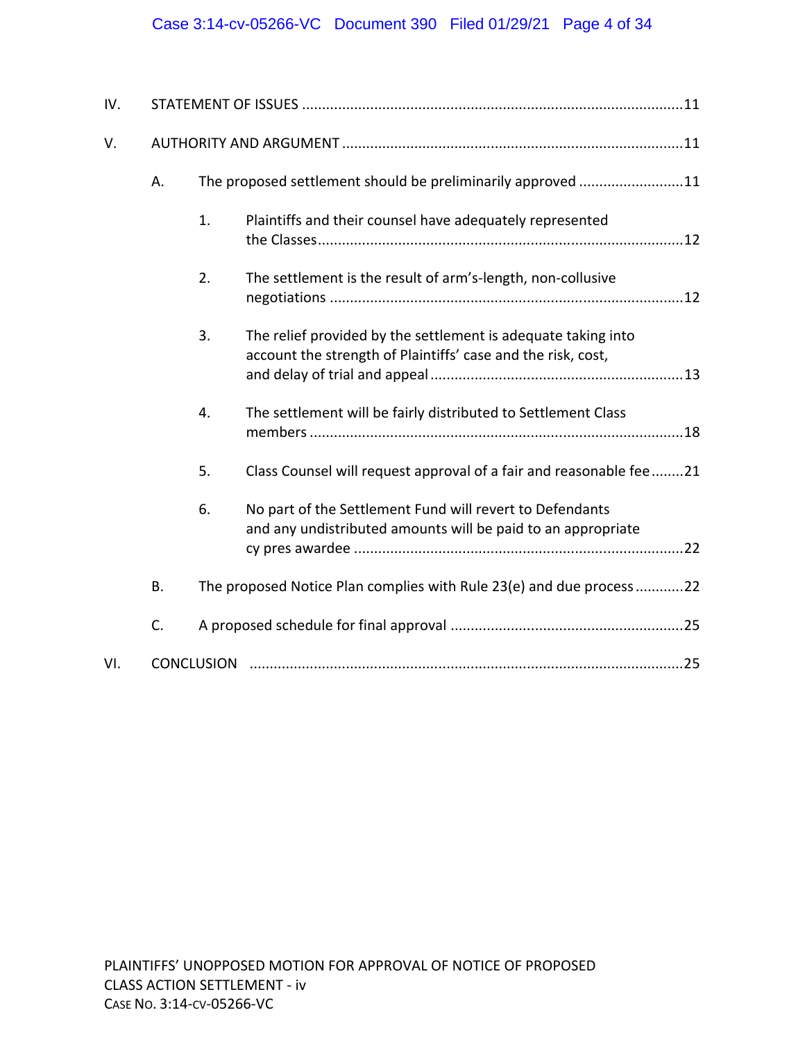IV. STATEMENT OF ISSUES .....11

V. AUTHORITY AND ARGUMENT .....11

- A. The proposed settlement should be preliminarily approved .....11
  1. Plaintiffs and their counsel have adequately represented the Classes .....12
  2. The settlement is the result of arm's-length, non-collusive negotiations .....12
  3. The relief provided by the settlement is adequate taking into account the strength of Plaintiffs' case and the risk, cost, and delay of trial and appeal .....13
  4. The settlement will be fairly distributed to Settlement Class members .....18
  5. Class Counsel will request approval of a fair and reasonable fee .....21
  6. No part of the Settlement Fund will revert to Defendants and any undistributed amounts will be paid to an appropriate cy pres awardee .....22
- B. The proposed Notice Plan complies with Rule 23(e) and due process .....22
- C. A proposed schedule for final approval .....25

VI. CONCLUSION .....25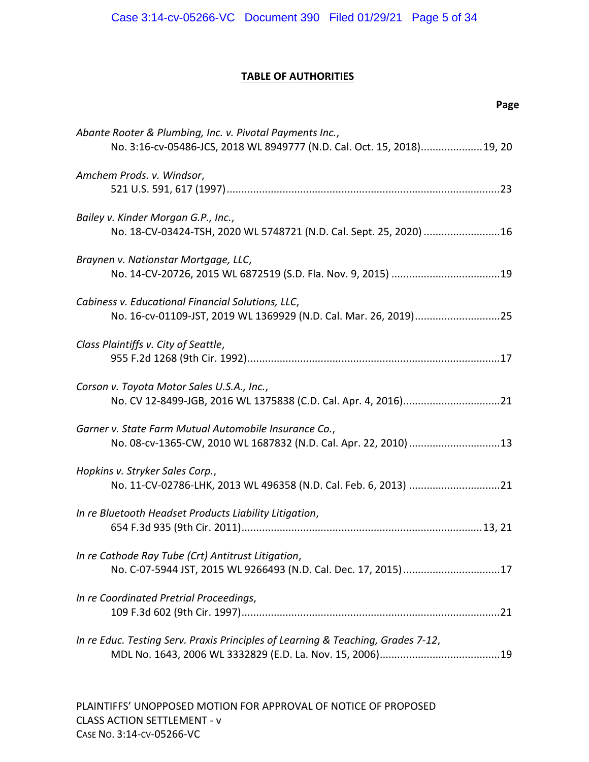## TABLE OF AUTHORITIES

**Page**

*Abante Rooter & Plumbing, Inc. v. Pivotal Payments Inc.*,
No. 3:16-cv-05486-JCS, 2018 WL 8949777 (N.D. Cal. Oct. 15, 2018)....................19, 20

*Amchem Prods. v. Windsor*,
521 U.S. 591, 617 (1997)............................................................................................23

*Bailey v. Kinder Morgan G.P., Inc.*,
No. 18-CV-03424-TSH, 2020 WL 5748721 (N.D. Cal. Sept. 25, 2020) .........................16

*Braynen v. Nationstar Mortgage, LLC*,
No. 14-CV-20726, 2015 WL 6872519 (S.D. Fla. Nov. 9, 2015) ....................................19

*Cabiness v. Educational Financial Solutions, LLC*,
No. 16-cv-01109-JST, 2019 WL 1369929 (N.D. Cal. Mar. 26, 2019)............................25

*Class Plaintiffs v. City of Seattle*,
955 F.2d 1268 (9th Cir. 1992).....................................................................................17

*Corson v. Toyota Motor Sales U.S.A., Inc.*,
No. CV 12-8499-JGB, 2016 WL 1375838 (C.D. Cal. Apr. 4, 2016)................................21

*Garner v. State Farm Mutual Automobile Insurance Co.*,
No. 08-cv-1365-CW, 2010 WL 1687832 (N.D. Cal. Apr. 22, 2010) ..............................13

*Hopkins v. Stryker Sales Corp.*,
No. 11-CV-02786-LHK, 2013 WL 496358 (N.D. Cal. Feb. 6, 2013) ..............................21

*In re Bluetooth Headset Products Liability Litigation*,
654 F.3d 935 (9th Cir. 2011)................................................................................13, 21

*In re Cathode Ray Tube (Crt) Antitrust Litigation*,
No. C-07-5944 JST, 2015 WL 9266493 (N.D. Cal. Dec. 17, 2015)................................17

*In re Coordinated Pretrial Proceedings*,
109 F.3d 602 (9th Cir. 1997).......................................................................................21

*In re Educ. Testing Serv. Praxis Principles of Learning & Teaching, Grades 7-12*,
MDL No. 1643, 2006 WL 3332829 (E.D. La. Nov. 15, 2006)........................................19

PLAINTIFFS' UNOPPOSED MOTION FOR APPROVAL OF NOTICE OF PROPOSED CLASS ACTION SETTLEMENT - v
CASE NO. 3:14-CV-05266-VC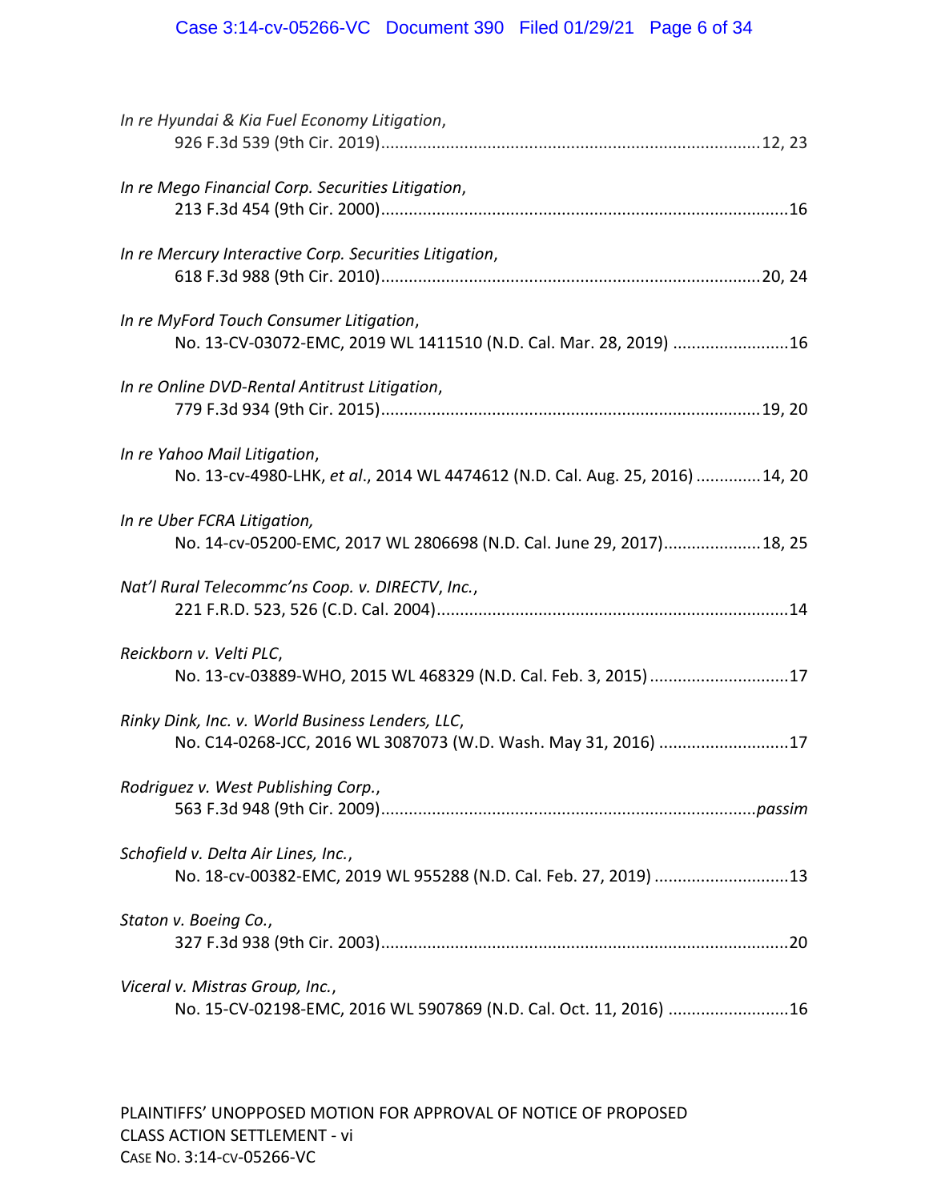*In re Hyundai & Kia Fuel Economy Litigation*,
926 F.3d 539 (9th Cir. 2019)....................12, 23

*In re Mego Financial Corp. Securities Litigation*,
213 F.3d 454 (9th Cir. 2000)....................16

*In re Mercury Interactive Corp. Securities Litigation*,
618 F.3d 988 (9th Cir. 2010)....................20, 24

*In re MyFord Touch Consumer Litigation*,
No. 13-CV-03072-EMC, 2019 WL 1411510 (N.D. Cal. Mar. 28, 2019) ....................16

*In re Online DVD-Rental Antitrust Litigation*,
779 F.3d 934 (9th Cir. 2015)....................19, 20

*In re Yahoo Mail Litigation*,
No. 13-cv-4980-LHK, *et al*., 2014 WL 4474612 (N.D. Cal. Aug. 25, 2016) ....................14, 20

*In re Uber FCRA Litigation,*
No. 14-cv-05200-EMC, 2017 WL 2806698 (N.D. Cal. June 29, 2017)....................18, 25

*Nat'l Rural Telecommc'ns Coop. v. DIRECTV, Inc.*,
221 F.R.D. 523, 526 (C.D. Cal. 2004)....................14

*Reickborn v. Velti PLC*,
No. 13-cv-03889-WHO, 2015 WL 468329 (N.D. Cal. Feb. 3, 2015) ....................17

*Rinky Dink, Inc. v. World Business Lenders, LLC*,
No. C14-0268-JCC, 2016 WL 3087073 (W.D. Wash. May 31, 2016) ....................17

*Rodriguez v. West Publishing Corp.*,
563 F.3d 948 (9th Cir. 2009)....................*passim*

*Schofield v. Delta Air Lines, Inc.*,
No. 18-cv-00382-EMC, 2019 WL 955288 (N.D. Cal. Feb. 27, 2019) ....................13

*Staton v. Boeing Co.*,
327 F.3d 938 (9th Cir. 2003)....................20

*Viceral v. Mistras Group, Inc.*,
No. 15-CV-02198-EMC, 2016 WL 5907869 (N.D. Cal. Oct. 11, 2016) ....................16

PLAINTIFFS' UNOPPOSED MOTION FOR APPROVAL OF NOTICE OF PROPOSED CLASS ACTION SETTLEMENT - vi
CASE NO. 3:14-CV-05266-VC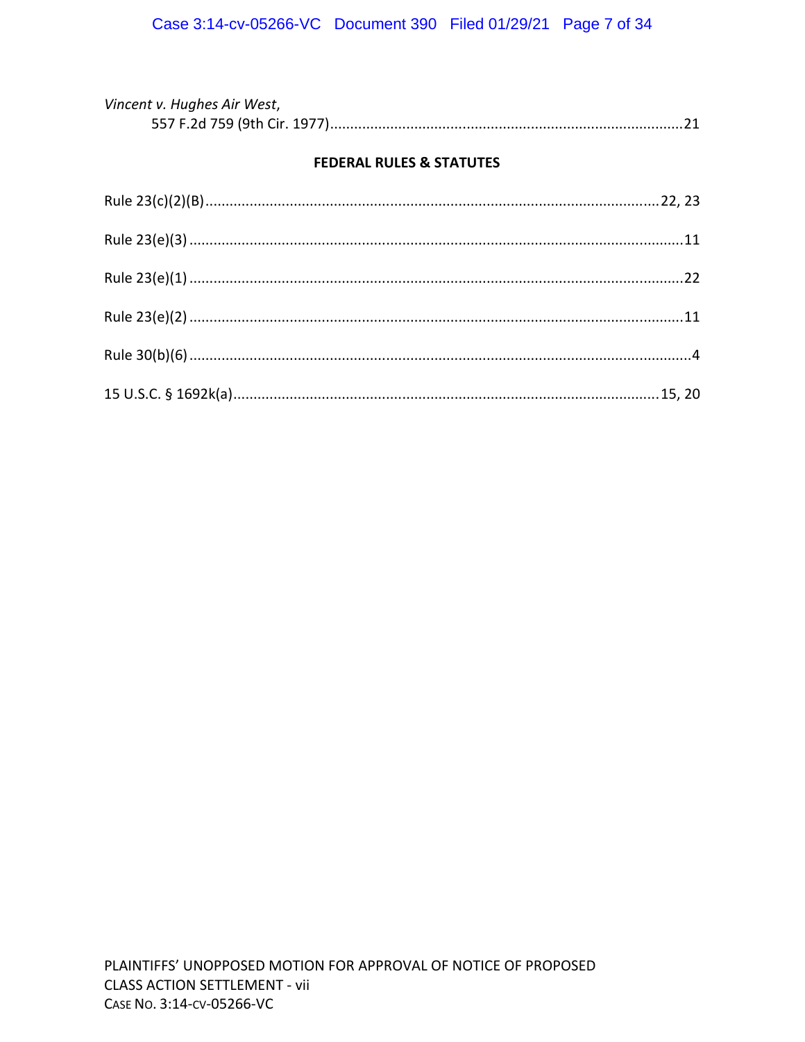*Vincent v. Hughes Air West*,
557 F.2d 759 (9th Cir. 1977)........................................................................................21

**FEDERAL RULES & STATUTES**

Rule 23(c)(2)(B)................................................................................................................22, 23

Rule 23(e)(3)..........................................................................................................................11

Rule 23(e)(1)..........................................................................................................................22

Rule 23(e)(2)..........................................................................................................................11

Rule 30(b)(6)............................................................................................................................4

15 U.S.C. § 1692k(a)........................................................................................................15, 20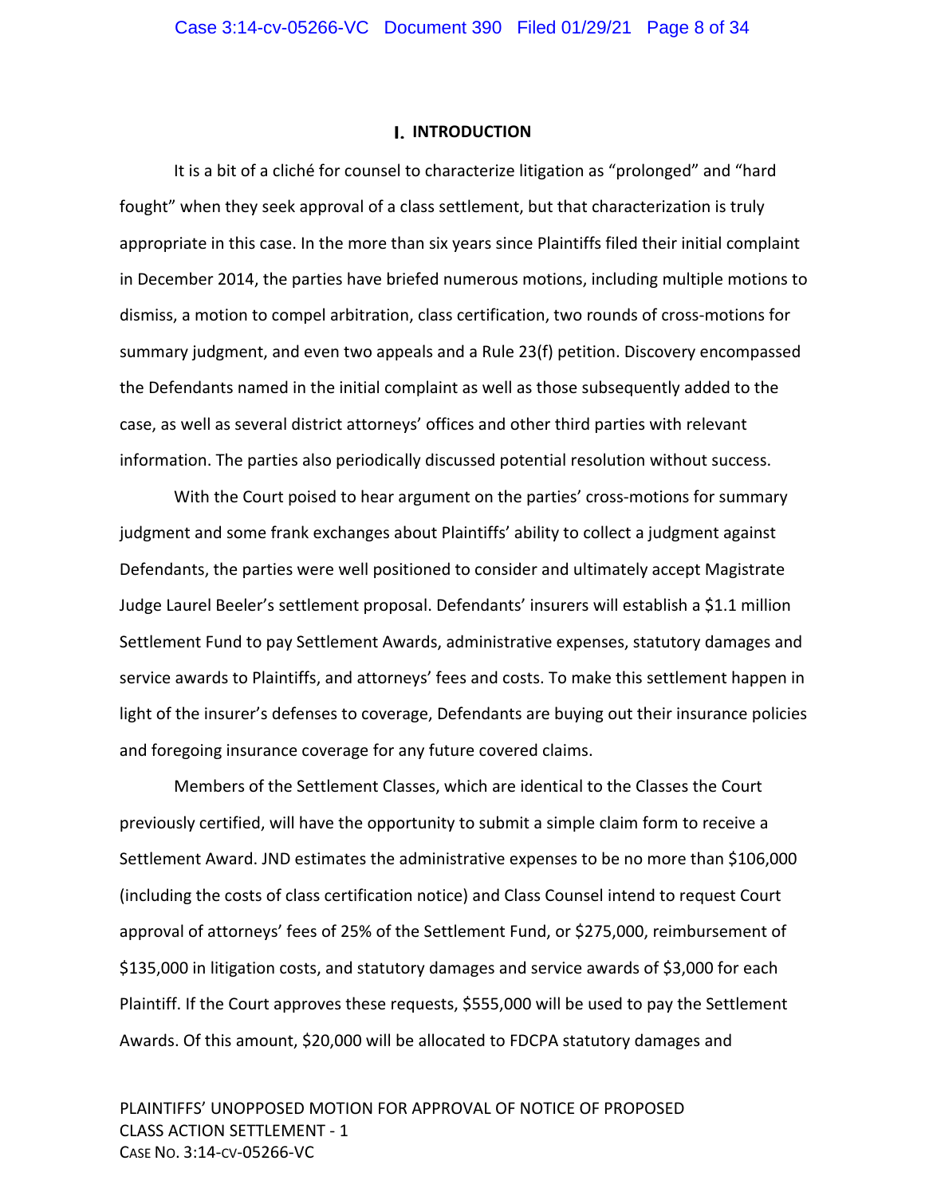# I. INTRODUCTION

It is a bit of a cliché for counsel to characterize litigation as "prolonged" and "hard fought" when they seek approval of a class settlement, but that characterization is truly appropriate in this case. In the more than six years since Plaintiffs filed their initial complaint in December 2014, the parties have briefed numerous motions, including multiple motions to dismiss, a motion to compel arbitration, class certification, two rounds of cross-motions for summary judgment, and even two appeals and a Rule 23(f) petition. Discovery encompassed the Defendants named in the initial complaint as well as those subsequently added to the case, as well as several district attorneys' offices and other third parties with relevant information. The parties also periodically discussed potential resolution without success.

With the Court poised to hear argument on the parties' cross-motions for summary judgment and some frank exchanges about Plaintiffs' ability to collect a judgment against Defendants, the parties were well positioned to consider and ultimately accept Magistrate Judge Laurel Beeler's settlement proposal. Defendants' insurers will establish a $1.1 million Settlement Fund to pay Settlement Awards, administrative expenses, statutory damages and service awards to Plaintiffs, and attorneys' fees and costs. To make this settlement happen in light of the insurer's defenses to coverage, Defendants are buying out their insurance policies and foregoing insurance coverage for any future covered claims.

Members of the Settlement Classes, which are identical to the Classes the Court previously certified, will have the opportunity to submit a simple claim form to receive a Settlement Award. JND estimates the administrative expenses to be no more than $106,000 (including the costs of class certification notice) and Class Counsel intend to request Court approval of attorneys' fees of 25% of the Settlement Fund, or $275,000, reimbursement of $135,000 in litigation costs, and statutory damages and service awards of $3,000 for each Plaintiff. If the Court approves these requests, $555,000 will be used to pay the Settlement Awards. Of this amount, $20,000 will be allocated to FDCPA statutory damages and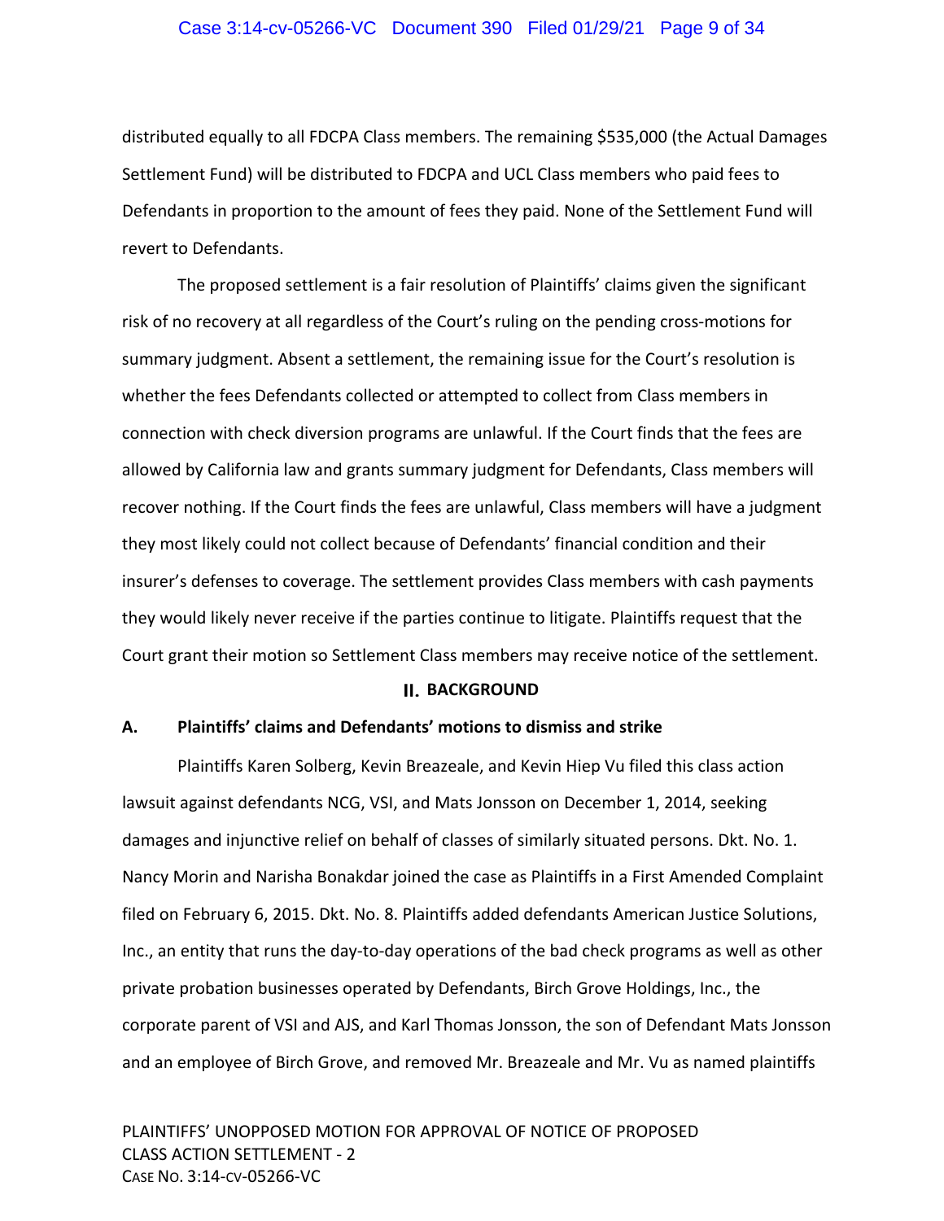distributed equally to all FDCPA Class members. The remaining $535,000 (the Actual Damages Settlement Fund) will be distributed to FDCPA and UCL Class members who paid fees to Defendants in proportion to the amount of fees they paid. None of the Settlement Fund will revert to Defendants.

The proposed settlement is a fair resolution of Plaintiffs' claims given the significant risk of no recovery at all regardless of the Court's ruling on the pending cross-motions for summary judgment. Absent a settlement, the remaining issue for the Court's resolution is whether the fees Defendants collected or attempted to collect from Class members in connection with check diversion programs are unlawful. If the Court finds that the fees are allowed by California law and grants summary judgment for Defendants, Class members will recover nothing. If the Court finds the fees are unlawful, Class members will have a judgment they most likely could not collect because of Defendants' financial condition and their insurer's defenses to coverage. The settlement provides Class members with cash payments they would likely never receive if the parties continue to litigate. Plaintiffs request that the Court grant their motion so Settlement Class members may receive notice of the settlement.

## II. BACKGROUND

### A. Plaintiffs' claims and Defendants' motions to dismiss and strike

Plaintiffs Karen Solberg, Kevin Breazeale, and Kevin Hiep Vu filed this class action lawsuit against defendants NCG, VSI, and Mats Jonsson on December 1, 2014, seeking damages and injunctive relief on behalf of classes of similarly situated persons. Dkt. No. 1. Nancy Morin and Narisha Bonakdar joined the case as Plaintiffs in a First Amended Complaint filed on February 6, 2015. Dkt. No. 8. Plaintiffs added defendants American Justice Solutions, Inc., an entity that runs the day-to-day operations of the bad check programs as well as other private probation businesses operated by Defendants, Birch Grove Holdings, Inc., the corporate parent of VSI and AJS, and Karl Thomas Jonsson, the son of Defendant Mats Jonsson and an employee of Birch Grove, and removed Mr. Breazeale and Mr. Vu as named plaintiffs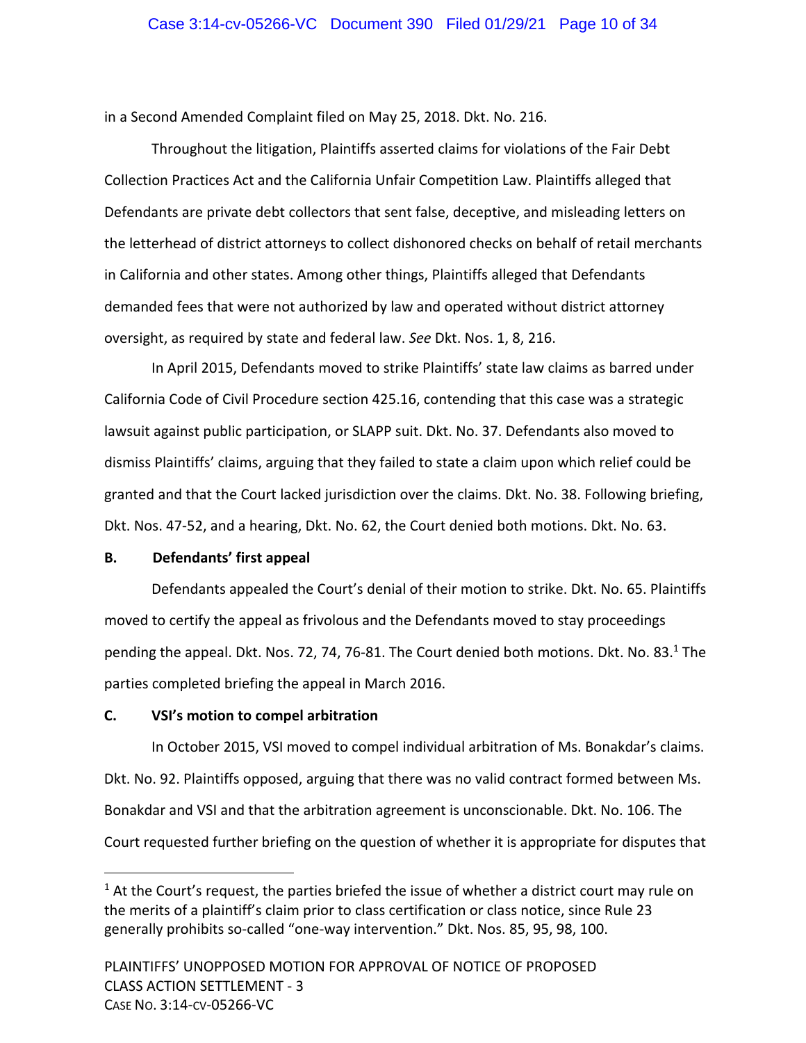in a Second Amended Complaint filed on May 25, 2018. Dkt. No. 216.

Throughout the litigation, Plaintiffs asserted claims for violations of the Fair Debt Collection Practices Act and the California Unfair Competition Law. Plaintiffs alleged that Defendants are private debt collectors that sent false, deceptive, and misleading letters on the letterhead of district attorneys to collect dishonored checks on behalf of retail merchants in California and other states. Among other things, Plaintiffs alleged that Defendants demanded fees that were not authorized by law and operated without district attorney oversight, as required by state and federal law. *See* Dkt. Nos. 1, 8, 216.

In April 2015, Defendants moved to strike Plaintiffs' state law claims as barred under California Code of Civil Procedure section 425.16, contending that this case was a strategic lawsuit against public participation, or SLAPP suit. Dkt. No. 37. Defendants also moved to dismiss Plaintiffs' claims, arguing that they failed to state a claim upon which relief could be granted and that the Court lacked jurisdiction over the claims. Dkt. No. 38. Following briefing, Dkt. Nos. 47-52, and a hearing, Dkt. No. 62, the Court denied both motions. Dkt. No. 63.

### B. Defendants' first appeal

Defendants appealed the Court's denial of their motion to strike. Dkt. No. 65. Plaintiffs moved to certify the appeal as frivolous and the Defendants moved to stay proceedings pending the appeal. Dkt. Nos. 72, 74, 76-81. The Court denied both motions. Dkt. No. 83.[1] The parties completed briefing the appeal in March 2016.

### C. VSI's motion to compel arbitration

In October 2015, VSI moved to compel individual arbitration of Ms. Bonakdar's claims. Dkt. No. 92. Plaintiffs opposed, arguing that there was no valid contract formed between Ms. Bonakdar and VSI and that the arbitration agreement is unconscionable. Dkt. No. 106. The Court requested further briefing on the question of whether it is appropriate for disputes that

[1] At the Court's request, the parties briefed the issue of whether a district court may rule on the merits of a plaintiff's claim prior to class certification or class notice, since Rule 23 generally prohibits so-called "one-way intervention." Dkt. Nos. 85, 95, 98, 100.

PLAINTIFFS' UNOPPOSED MOTION FOR APPROVAL OF NOTICE OF PROPOSED CLASS ACTION SETTLEMENT - 3
CASE NO. 3:14-CV-05266-VC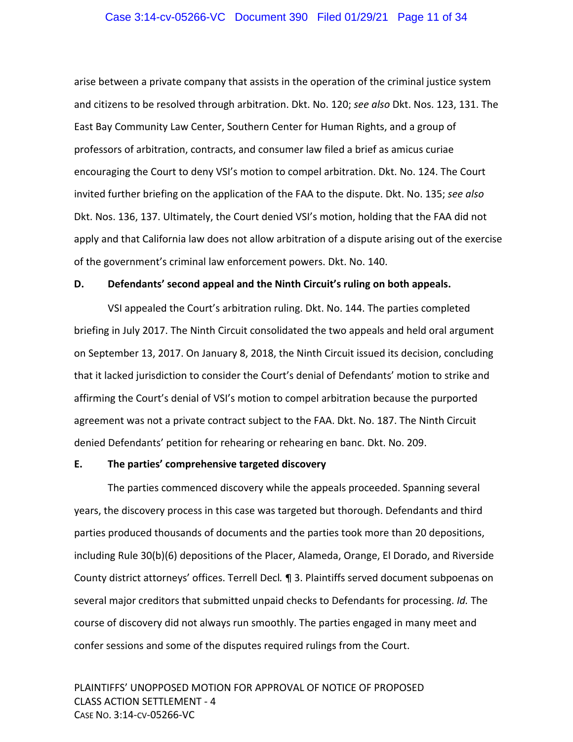arise between a private company that assists in the operation of the criminal justice system and citizens to be resolved through arbitration. Dkt. No. 120; *see also* Dkt. Nos. 123, 131. The East Bay Community Law Center, Southern Center for Human Rights, and a group of professors of arbitration, contracts, and consumer law filed a brief as amicus curiae encouraging the Court to deny VSI's motion to compel arbitration. Dkt. No. 124. The Court invited further briefing on the application of the FAA to the dispute. Dkt. No. 135; *see also* Dkt. Nos. 136, 137. Ultimately, the Court denied VSI's motion, holding that the FAA did not apply and that California law does not allow arbitration of a dispute arising out of the exercise of the government's criminal law enforcement powers. Dkt. No. 140.

**D. Defendants' second appeal and the Ninth Circuit's ruling on both appeals.**

VSI appealed the Court's arbitration ruling. Dkt. No. 144. The parties completed briefing in July 2017. The Ninth Circuit consolidated the two appeals and held oral argument on September 13, 2017. On January 8, 2018, the Ninth Circuit issued its decision, concluding that it lacked jurisdiction to consider the Court's denial of Defendants' motion to strike and affirming the Court's denial of VSI's motion to compel arbitration because the purported agreement was not a private contract subject to the FAA. Dkt. No. 187. The Ninth Circuit denied Defendants' petition for rehearing or rehearing en banc. Dkt. No. 209.

**E. The parties' comprehensive targeted discovery**

The parties commenced discovery while the appeals proceeded. Spanning several years, the discovery process in this case was targeted but thorough. Defendants and third parties produced thousands of documents and the parties took more than 20 depositions, including Rule 30(b)(6) depositions of the Placer, Alameda, Orange, El Dorado, and Riverside County district attorneys' offices. Terrell Decl*.* ¶ 3. Plaintiffs served document subpoenas on several major creditors that submitted unpaid checks to Defendants for processing. *Id.* The course of discovery did not always run smoothly. The parties engaged in many meet and confer sessions and some of the disputes required rulings from the Court.

PLAINTIFFS' UNOPPOSED MOTION FOR APPROVAL OF NOTICE OF PROPOSED CLASS ACTION SETTLEMENT - 4
CASE NO. 3:14-CV-05266-VC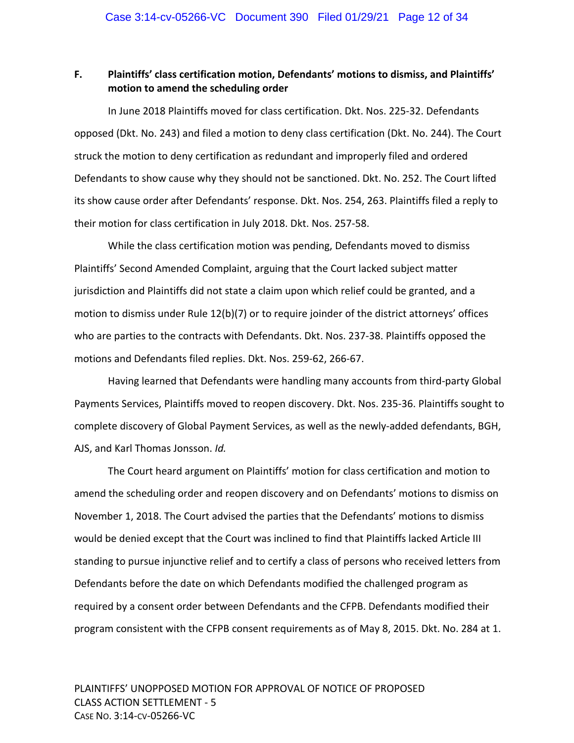### F. Plaintiffs' class certification motion, Defendants' motions to dismiss, and Plaintiffs' motion to amend the scheduling order

In June 2018 Plaintiffs moved for class certification. Dkt. Nos. 225-32. Defendants opposed (Dkt. No. 243) and filed a motion to deny class certification (Dkt. No. 244). The Court struck the motion to deny certification as redundant and improperly filed and ordered Defendants to show cause why they should not be sanctioned. Dkt. No. 252. The Court lifted its show cause order after Defendants' response. Dkt. Nos. 254, 263. Plaintiffs filed a reply to their motion for class certification in July 2018. Dkt. Nos. 257-58.

While the class certification motion was pending, Defendants moved to dismiss Plaintiffs' Second Amended Complaint, arguing that the Court lacked subject matter jurisdiction and Plaintiffs did not state a claim upon which relief could be granted, and a motion to dismiss under Rule 12(b)(7) or to require joinder of the district attorneys' offices who are parties to the contracts with Defendants. Dkt. Nos. 237-38. Plaintiffs opposed the motions and Defendants filed replies. Dkt. Nos. 259-62, 266-67.

Having learned that Defendants were handling many accounts from third-party Global Payments Services, Plaintiffs moved to reopen discovery. Dkt. Nos. 235-36. Plaintiffs sought to complete discovery of Global Payment Services, as well as the newly-added defendants, BGH, AJS, and Karl Thomas Jonsson. *Id.*

The Court heard argument on Plaintiffs' motion for class certification and motion to amend the scheduling order and reopen discovery and on Defendants' motions to dismiss on November 1, 2018. The Court advised the parties that the Defendants' motions to dismiss would be denied except that the Court was inclined to find that Plaintiffs lacked Article III standing to pursue injunctive relief and to certify a class of persons who received letters from Defendants before the date on which Defendants modified the challenged program as required by a consent order between Defendants and the CFPB. Defendants modified their program consistent with the CFPB consent requirements as of May 8, 2015. Dkt. No. 284 at 1.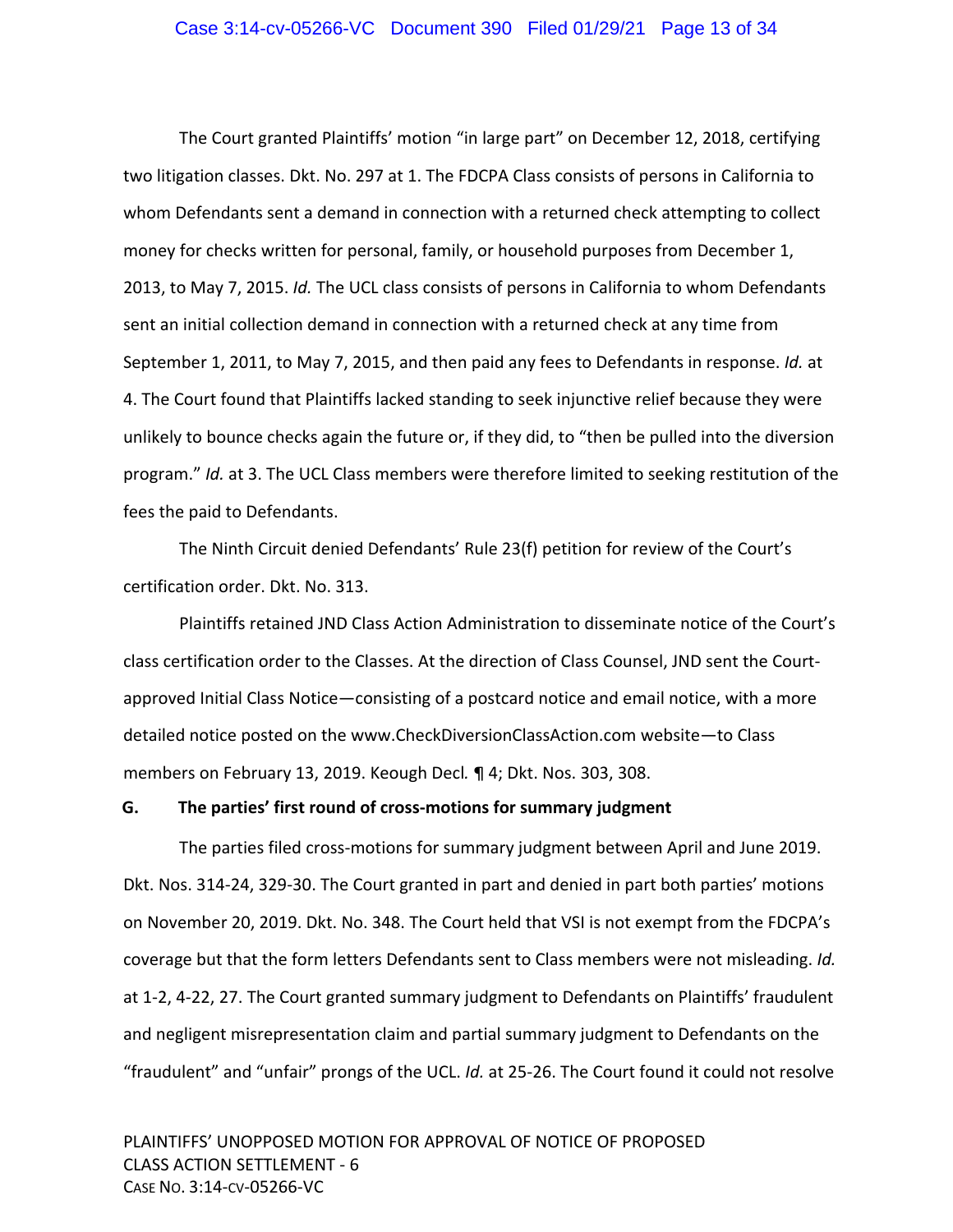The Court granted Plaintiffs' motion "in large part" on December 12, 2018, certifying two litigation classes. Dkt. No. 297 at 1. The FDCPA Class consists of persons in California to whom Defendants sent a demand in connection with a returned check attempting to collect money for checks written for personal, family, or household purposes from December 1, 2013, to May 7, 2015. *Id.* The UCL class consists of persons in California to whom Defendants sent an initial collection demand in connection with a returned check at any time from September 1, 2011, to May 7, 2015, and then paid any fees to Defendants in response. *Id.* at 4. The Court found that Plaintiffs lacked standing to seek injunctive relief because they were unlikely to bounce checks again the future or, if they did, to "then be pulled into the diversion program." *Id.* at 3. The UCL Class members were therefore limited to seeking restitution of the fees the paid to Defendants.

The Ninth Circuit denied Defendants' Rule 23(f) petition for review of the Court's certification order. Dkt. No. 313.

Plaintiffs retained JND Class Action Administration to disseminate notice of the Court's class certification order to the Classes. At the direction of Class Counsel, JND sent the Court-approved Initial Class Notice—consisting of a postcard notice and email notice, with a more detailed notice posted on the www.CheckDiversionClassAction.com website—to Class members on February 13, 2019. Keough Decl. ¶ 4; Dkt. Nos. 303, 308.

### G. The parties' first round of cross-motions for summary judgment

The parties filed cross-motions for summary judgment between April and June 2019. Dkt. Nos. 314-24, 329-30. The Court granted in part and denied in part both parties' motions on November 20, 2019. Dkt. No. 348. The Court held that VSI is not exempt from the FDCPA's coverage but that the form letters Defendants sent to Class members were not misleading. *Id.* at 1-2, 4-22, 27. The Court granted summary judgment to Defendants on Plaintiffs' fraudulent and negligent misrepresentation claim and partial summary judgment to Defendants on the "fraudulent" and "unfair" prongs of the UCL. *Id.* at 25-26. The Court found it could not resolve

PLAINTIFFS' UNOPPOSED MOTION FOR APPROVAL OF NOTICE OF PROPOSED CLASS ACTION SETTLEMENT - 6
CASE NO. 3:14-CV-05266-VC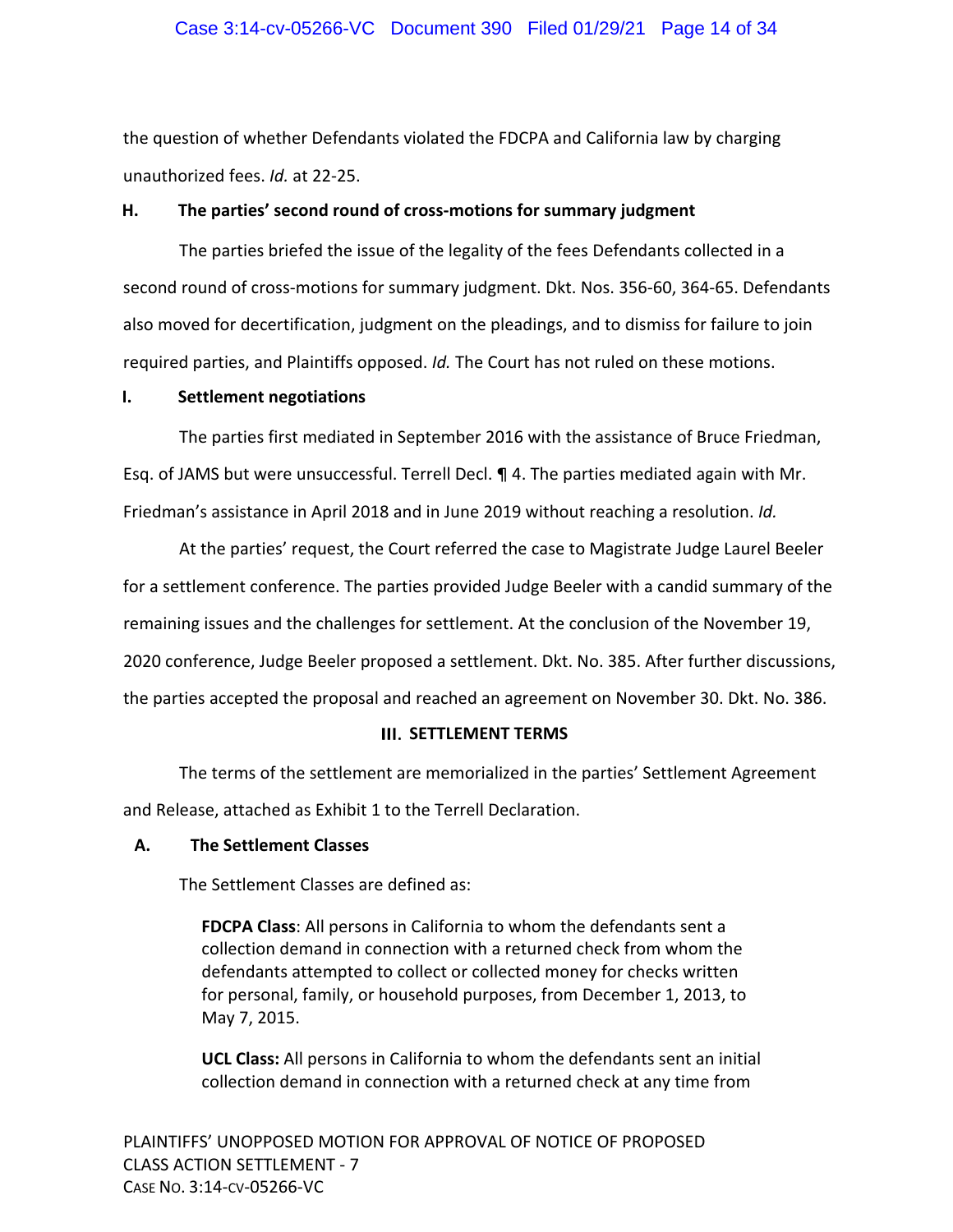the question of whether Defendants violated the FDCPA and California law by charging unauthorized fees. *Id.* at 22-25.

### H. The parties' second round of cross-motions for summary judgment

The parties briefed the issue of the legality of the fees Defendants collected in a second round of cross-motions for summary judgment. Dkt. Nos. 356-60, 364-65. Defendants also moved for decertification, judgment on the pleadings, and to dismiss for failure to join required parties, and Plaintiffs opposed. *Id.* The Court has not ruled on these motions.

### I. Settlement negotiations

The parties first mediated in September 2016 with the assistance of Bruce Friedman, Esq. of JAMS but were unsuccessful. Terrell Decl. ¶ 4. The parties mediated again with Mr. Friedman's assistance in April 2018 and in June 2019 without reaching a resolution. *Id.*

At the parties' request, the Court referred the case to Magistrate Judge Laurel Beeler for a settlement conference. The parties provided Judge Beeler with a candid summary of the remaining issues and the challenges for settlement. At the conclusion of the November 19, 2020 conference, Judge Beeler proposed a settlement. Dkt. No. 385. After further discussions, the parties accepted the proposal and reached an agreement on November 30. Dkt. No. 386.

## III. SETTLEMENT TERMS

The terms of the settlement are memorialized in the parties' Settlement Agreement and Release, attached as Exhibit 1 to the Terrell Declaration.

### A. The Settlement Classes

The Settlement Classes are defined as:

> **FDCPA Class**: All persons in California to whom the defendants sent a collection demand in connection with a returned check from whom the defendants attempted to collect or collected money for checks written for personal, family, or household purposes, from December 1, 2013, to May 7, 2015.
>
> **UCL Class:** All persons in California to whom the defendants sent an initial collection demand in connection with a returned check at any time from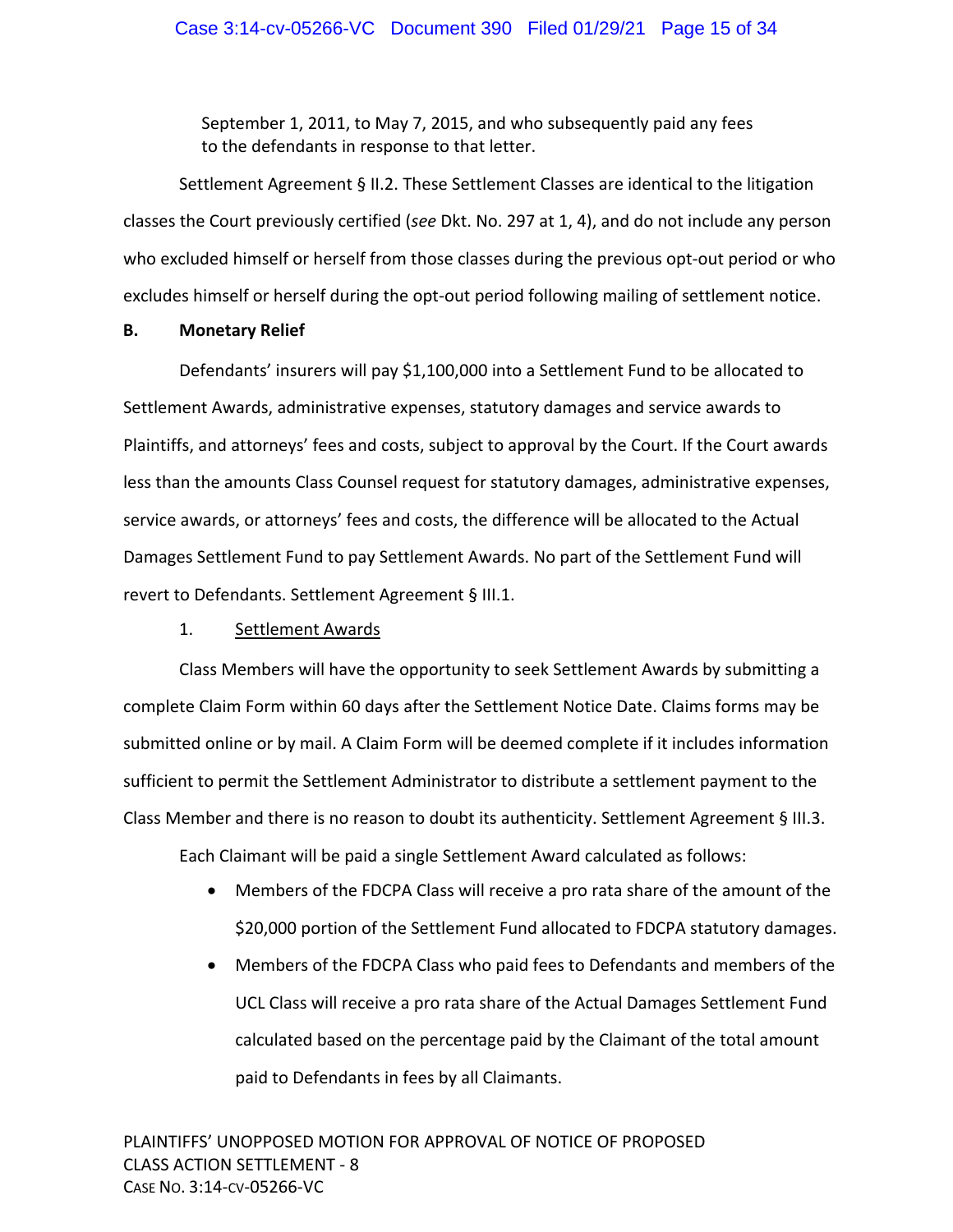September 1, 2011, to May 7, 2015, and who subsequently paid any fees to the defendants in response to that letter.

Settlement Agreement § II.2. These Settlement Classes are identical to the litigation classes the Court previously certified (*see* Dkt. No. 297 at 1, 4), and do not include any person who excluded himself or herself from those classes during the previous opt-out period or who excludes himself or herself during the opt-out period following mailing of settlement notice.

**B. Monetary Relief**

Defendants' insurers will pay $1,100,000 into a Settlement Fund to be allocated to Settlement Awards, administrative expenses, statutory damages and service awards to Plaintiffs, and attorneys' fees and costs, subject to approval by the Court. If the Court awards less than the amounts Class Counsel request for statutory damages, administrative expenses, service awards, or attorneys' fees and costs, the difference will be allocated to the Actual Damages Settlement Fund to pay Settlement Awards. No part of the Settlement Fund will revert to Defendants. Settlement Agreement § III.1.

1. Settlement Awards

Class Members will have the opportunity to seek Settlement Awards by submitting a complete Claim Form within 60 days after the Settlement Notice Date. Claims forms may be submitted online or by mail. A Claim Form will be deemed complete if it includes information sufficient to permit the Settlement Administrator to distribute a settlement payment to the Class Member and there is no reason to doubt its authenticity. Settlement Agreement § III.3.

Each Claimant will be paid a single Settlement Award calculated as follows:

- Members of the FDCPA Class will receive a pro rata share of the amount of the $20,000 portion of the Settlement Fund allocated to FDCPA statutory damages.
- Members of the FDCPA Class who paid fees to Defendants and members of the UCL Class will receive a pro rata share of the Actual Damages Settlement Fund calculated based on the percentage paid by the Claimant of the total amount paid to Defendants in fees by all Claimants.

PLAINTIFFS' UNOPPOSED MOTION FOR APPROVAL OF NOTICE OF PROPOSED CLASS ACTION SETTLEMENT - 8
CASE NO. 3:14-CV-05266-VC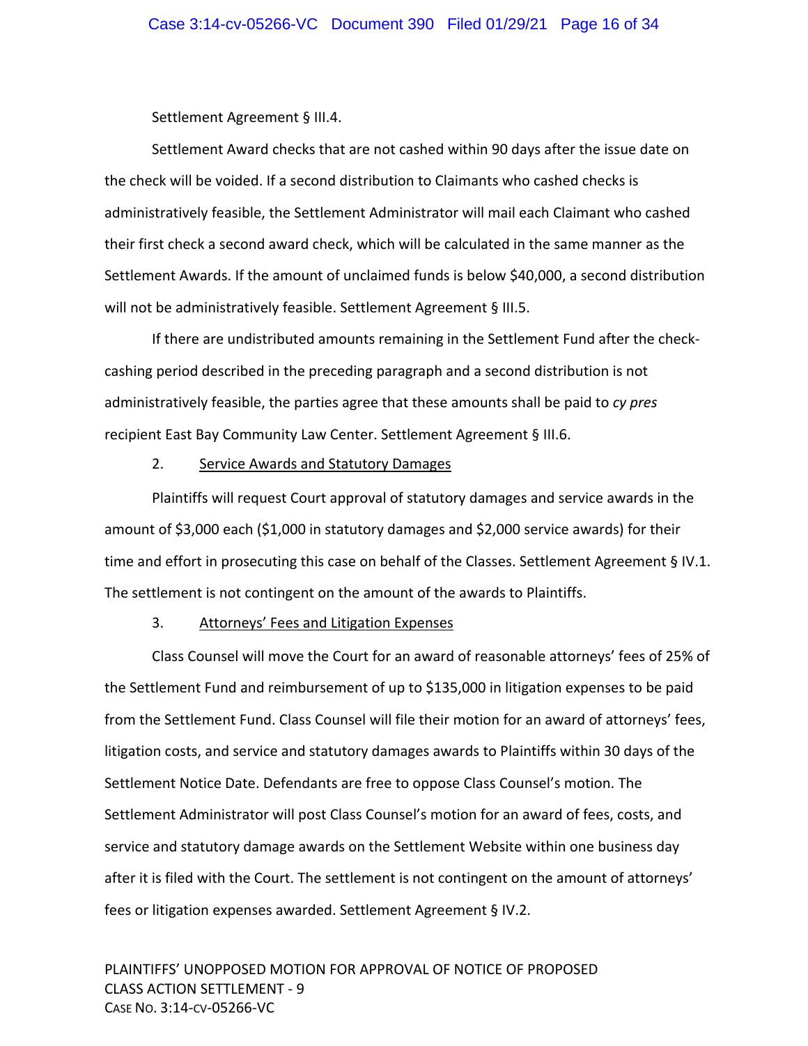Settlement Agreement § III.4.

Settlement Award checks that are not cashed within 90 days after the issue date on the check will be voided. If a second distribution to Claimants who cashed checks is administratively feasible, the Settlement Administrator will mail each Claimant who cashed their first check a second award check, which will be calculated in the same manner as the Settlement Awards. If the amount of unclaimed funds is below $40,000, a second distribution will not be administratively feasible. Settlement Agreement § III.5.

If there are undistributed amounts remaining in the Settlement Fund after the check-cashing period described in the preceding paragraph and a second distribution is not administratively feasible, the parties agree that these amounts shall be paid to *cy pres* recipient East Bay Community Law Center. Settlement Agreement § III.6.

2. <u>Service Awards and Statutory Damages</u>

Plaintiffs will request Court approval of statutory damages and service awards in the amount of $3,000 each ($1,000 in statutory damages and $2,000 service awards) for their time and effort in prosecuting this case on behalf of the Classes. Settlement Agreement § IV.1. The settlement is not contingent on the amount of the awards to Plaintiffs.

3. <u>Attorneys' Fees and Litigation Expenses</u>

Class Counsel will move the Court for an award of reasonable attorneys' fees of 25% of the Settlement Fund and reimbursement of up to $135,000 in litigation expenses to be paid from the Settlement Fund. Class Counsel will file their motion for an award of attorneys' fees, litigation costs, and service and statutory damages awards to Plaintiffs within 30 days of the Settlement Notice Date. Defendants are free to oppose Class Counsel's motion. The Settlement Administrator will post Class Counsel's motion for an award of fees, costs, and service and statutory damage awards on the Settlement Website within one business day after it is filed with the Court. The settlement is not contingent on the amount of attorneys' fees or litigation expenses awarded. Settlement Agreement § IV.2.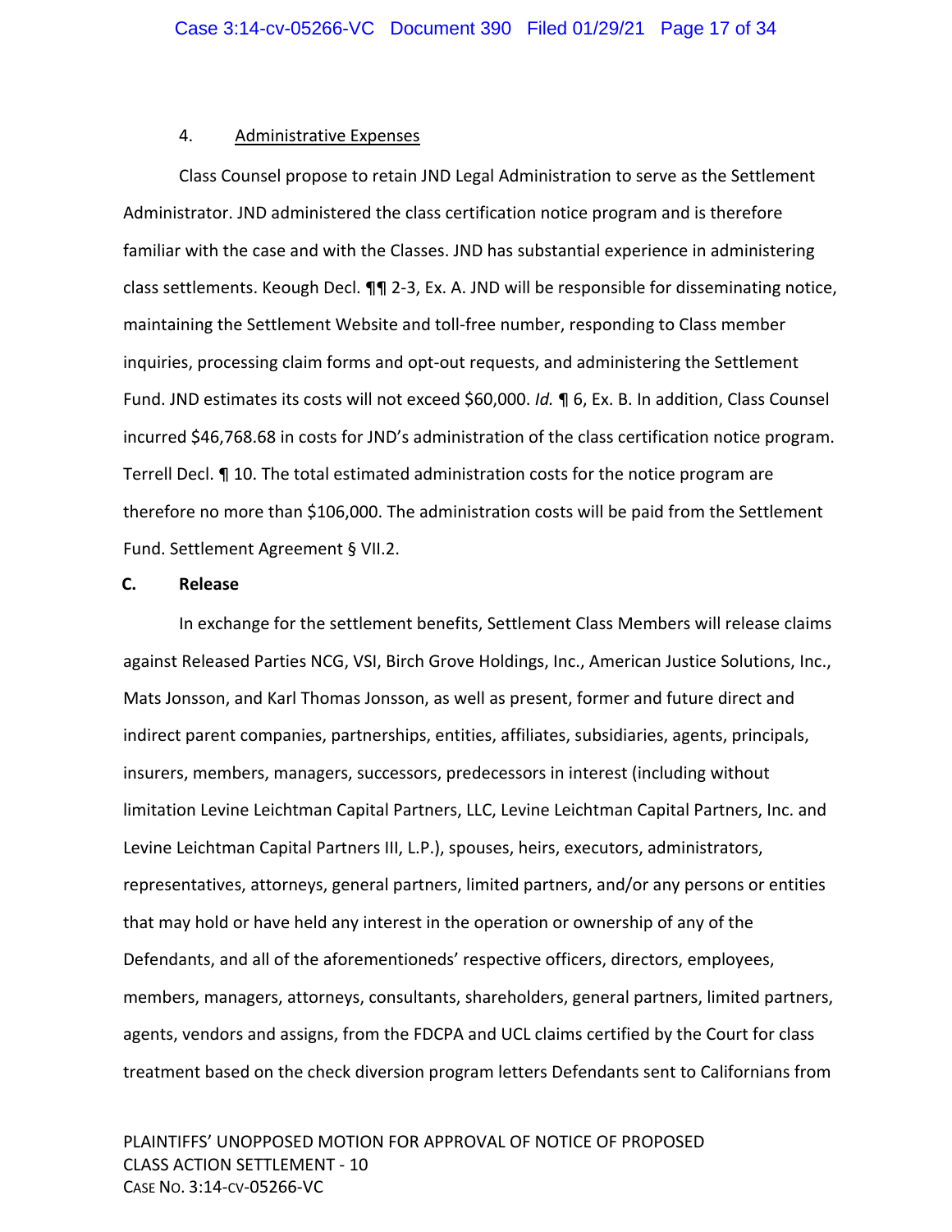4. Administrative Expenses

Class Counsel propose to retain JND Legal Administration to serve as the Settlement Administrator. JND administered the class certification notice program and is therefore familiar with the case and with the Classes. JND has substantial experience in administering class settlements. Keough Decl. ¶¶ 2-3, Ex. A. JND will be responsible for disseminating notice, maintaining the Settlement Website and toll-free number, responding to Class member inquiries, processing claim forms and opt-out requests, and administering the Settlement Fund. JND estimates its costs will not exceed $60,000. *Id.* ¶ 6, Ex. B. In addition, Class Counsel incurred $46,768.68 in costs for JND's administration of the class certification notice program. Terrell Decl. ¶ 10. The total estimated administration costs for the notice program are therefore no more than $106,000. The administration costs will be paid from the Settlement Fund. Settlement Agreement § VII.2.

**C. Release**

In exchange for the settlement benefits, Settlement Class Members will release claims against Released Parties NCG, VSI, Birch Grove Holdings, Inc., American Justice Solutions, Inc., Mats Jonsson, and Karl Thomas Jonsson, as well as present, former and future direct and indirect parent companies, partnerships, entities, affiliates, subsidiaries, agents, principals, insurers, members, managers, successors, predecessors in interest (including without limitation Levine Leichtman Capital Partners, LLC, Levine Leichtman Capital Partners, Inc. and Levine Leichtman Capital Partners III, L.P.), spouses, heirs, executors, administrators, representatives, attorneys, general partners, limited partners, and/or any persons or entities that may hold or have held any interest in the operation or ownership of any of the Defendants, and all of the aforementioneds' respective officers, directors, employees, members, managers, attorneys, consultants, shareholders, general partners, limited partners, agents, vendors and assigns, from the FDCPA and UCL claims certified by the Court for class treatment based on the check diversion program letters Defendants sent to Californians from

PLAINTIFFS' UNOPPOSED MOTION FOR APPROVAL OF NOTICE OF PROPOSED CLASS ACTION SETTLEMENT - 10
CASE NO. 3:14-CV-05266-VC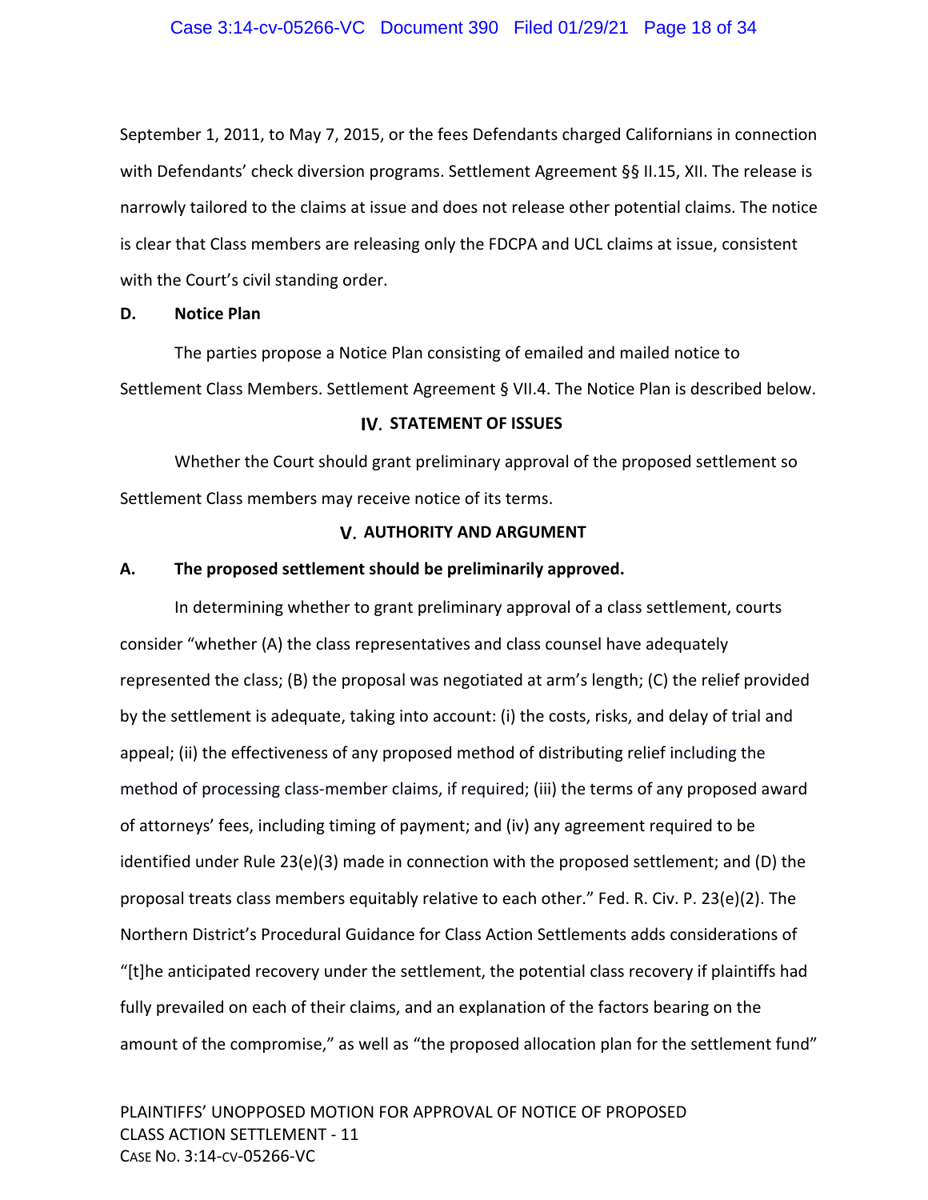September 1, 2011, to May 7, 2015, or the fees Defendants charged Californians in connection with Defendants' check diversion programs. Settlement Agreement §§ II.15, XII. The release is narrowly tailored to the claims at issue and does not release other potential claims. The notice is clear that Class members are releasing only the FDCPA and UCL claims at issue, consistent with the Court's civil standing order.

**D. Notice Plan**

The parties propose a Notice Plan consisting of emailed and mailed notice to Settlement Class Members. Settlement Agreement § VII.4. The Notice Plan is described below.

## IV. STATEMENT OF ISSUES

Whether the Court should grant preliminary approval of the proposed settlement so Settlement Class members may receive notice of its terms.

## V. AUTHORITY AND ARGUMENT

**A. The proposed settlement should be preliminarily approved.**

In determining whether to grant preliminary approval of a class settlement, courts consider "whether (A) the class representatives and class counsel have adequately represented the class; (B) the proposal was negotiated at arm's length; (C) the relief provided by the settlement is adequate, taking into account: (i) the costs, risks, and delay of trial and appeal; (ii) the effectiveness of any proposed method of distributing relief including the method of processing class-member claims, if required; (iii) the terms of any proposed award of attorneys' fees, including timing of payment; and (iv) any agreement required to be identified under Rule 23(e)(3) made in connection with the proposed settlement; and (D) the proposal treats class members equitably relative to each other." Fed. R. Civ. P. 23(e)(2). The Northern District's Procedural Guidance for Class Action Settlements adds considerations of "[t]he anticipated recovery under the settlement, the potential class recovery if plaintiffs had fully prevailed on each of their claims, and an explanation of the factors bearing on the amount of the compromise," as well as "the proposed allocation plan for the settlement fund"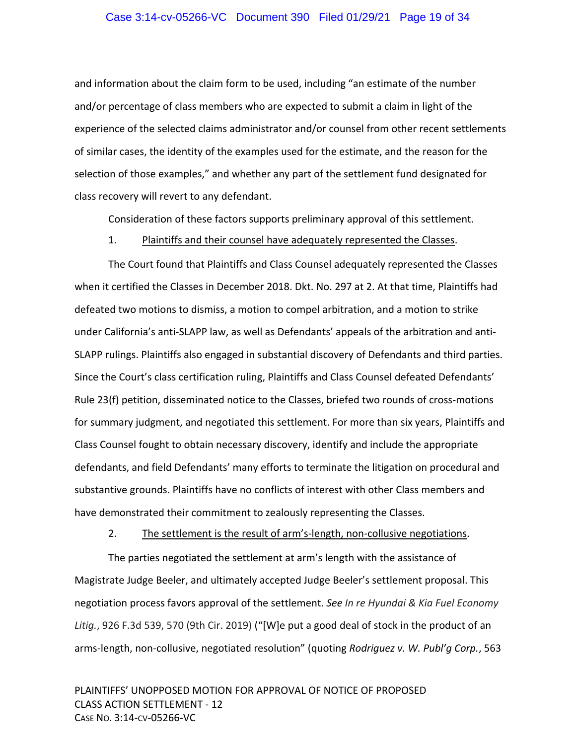and information about the claim form to be used, including "an estimate of the number and/or percentage of class members who are expected to submit a claim in light of the experience of the selected claims administrator and/or counsel from other recent settlements of similar cases, the identity of the examples used for the estimate, and the reason for the selection of those examples," and whether any part of the settlement fund designated for class recovery will revert to any defendant.

Consideration of these factors supports preliminary approval of this settlement.

1. Plaintiffs and their counsel have adequately represented the Classes.

The Court found that Plaintiffs and Class Counsel adequately represented the Classes when it certified the Classes in December 2018. Dkt. No. 297 at 2. At that time, Plaintiffs had defeated two motions to dismiss, a motion to compel arbitration, and a motion to strike under California's anti-SLAPP law, as well as Defendants' appeals of the arbitration and anti-SLAPP rulings. Plaintiffs also engaged in substantial discovery of Defendants and third parties. Since the Court's class certification ruling, Plaintiffs and Class Counsel defeated Defendants' Rule 23(f) petition, disseminated notice to the Classes, briefed two rounds of cross-motions for summary judgment, and negotiated this settlement. For more than six years, Plaintiffs and Class Counsel fought to obtain necessary discovery, identify and include the appropriate defendants, and field Defendants' many efforts to terminate the litigation on procedural and substantive grounds. Plaintiffs have no conflicts of interest with other Class members and have demonstrated their commitment to zealously representing the Classes.

2. The settlement is the result of arm's-length, non-collusive negotiations.

The parties negotiated the settlement at arm's length with the assistance of Magistrate Judge Beeler, and ultimately accepted Judge Beeler's settlement proposal. This negotiation process favors approval of the settlement. *See In re Hyundai & Kia Fuel Economy Litig.*, 926 F.3d 539, 570 (9th Cir. 2019) ("[W]e put a good deal of stock in the product of an arms-length, non-collusive, negotiated resolution" (quoting *Rodriguez v. W. Publ'g Corp.*, 563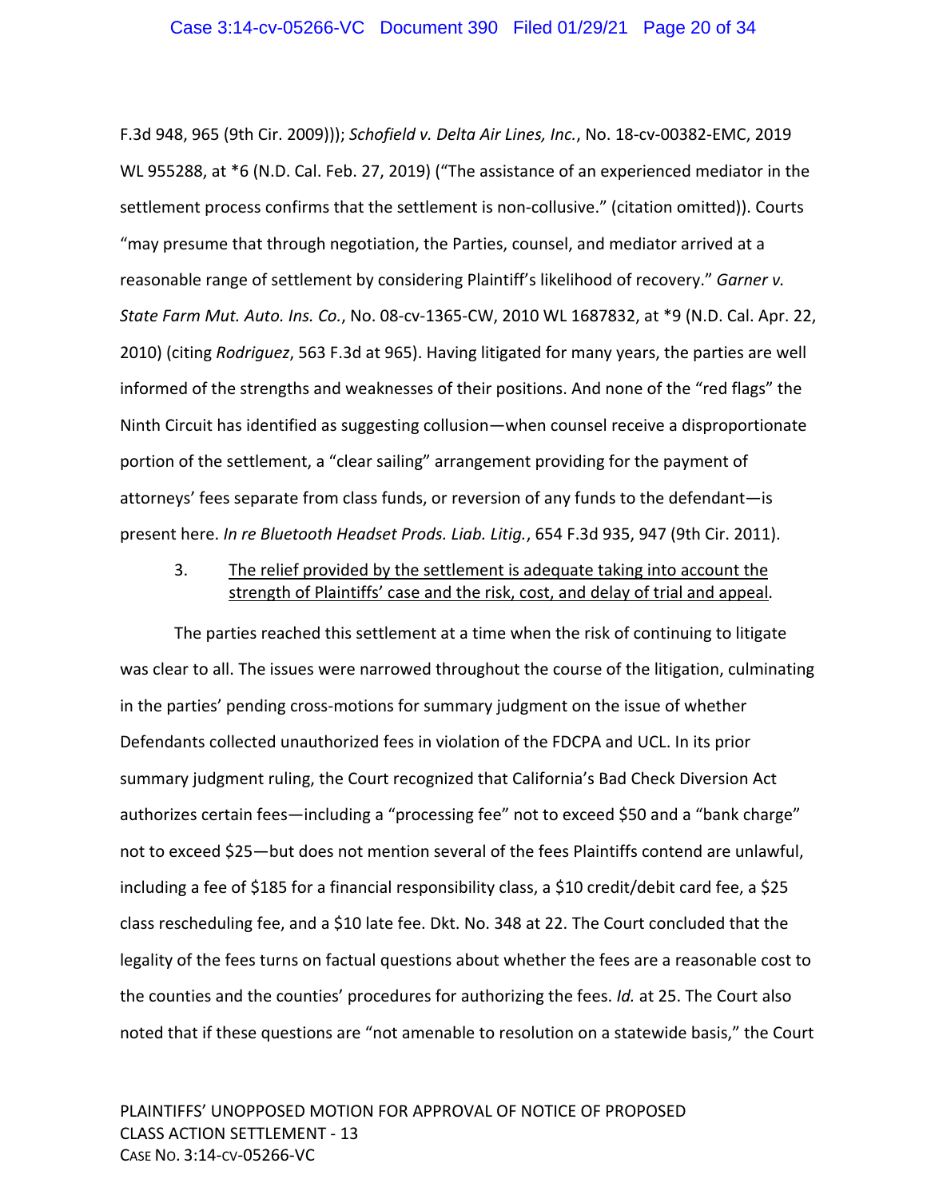F.3d 948, 965 (9th Cir. 2009))); *Schofield v. Delta Air Lines, Inc.*, No. 18-cv-00382-EMC, 2019 WL 955288, at *6 (N.D. Cal. Feb. 27, 2019) ("The assistance of an experienced mediator in the settlement process confirms that the settlement is non-collusive." (citation omitted)). Courts "may presume that through negotiation, the Parties, counsel, and mediator arrived at a reasonable range of settlement by considering Plaintiff's likelihood of recovery." *Garner v. State Farm Mut. Auto. Ins. Co.*, No. 08-cv-1365-CW, 2010 WL 1687832, at *9 (N.D. Cal. Apr. 22, 2010) (citing *Rodriguez*, 563 F.3d at 965). Having litigated for many years, the parties are well informed of the strengths and weaknesses of their positions. And none of the "red flags" the Ninth Circuit has identified as suggesting collusion—when counsel receive a disproportionate portion of the settlement, a "clear sailing" arrangement providing for the payment of attorneys' fees separate from class funds, or reversion of any funds to the defendant—is present here. *In re Bluetooth Headset Prods. Liab. Litig.*, 654 F.3d 935, 947 (9th Cir. 2011).

3. <u>The relief provided by the settlement is adequate taking into account the strength of Plaintiffs' case and the risk, cost, and delay of trial and appeal</u>.

The parties reached this settlement at a time when the risk of continuing to litigate was clear to all. The issues were narrowed throughout the course of the litigation, culminating in the parties' pending cross-motions for summary judgment on the issue of whether Defendants collected unauthorized fees in violation of the FDCPA and UCL. In its prior summary judgment ruling, the Court recognized that California's Bad Check Diversion Act authorizes certain fees—including a "processing fee" not to exceed $50 and a "bank charge" not to exceed $25—but does not mention several of the fees Plaintiffs contend are unlawful, including a fee of $185 for a financial responsibility class, a $10 credit/debit card fee, a $25 class rescheduling fee, and a $10 late fee. Dkt. No. 348 at 22. The Court concluded that the legality of the fees turns on factual questions about whether the fees are a reasonable cost to the counties and the counties' procedures for authorizing the fees. *Id.* at 25. The Court also noted that if these questions are "not amenable to resolution on a statewide basis," the Court

PLAINTIFFS' UNOPPOSED MOTION FOR APPROVAL OF NOTICE OF PROPOSED CLASS ACTION SETTLEMENT - 13
CASE NO. 3:14-CV-05266-VC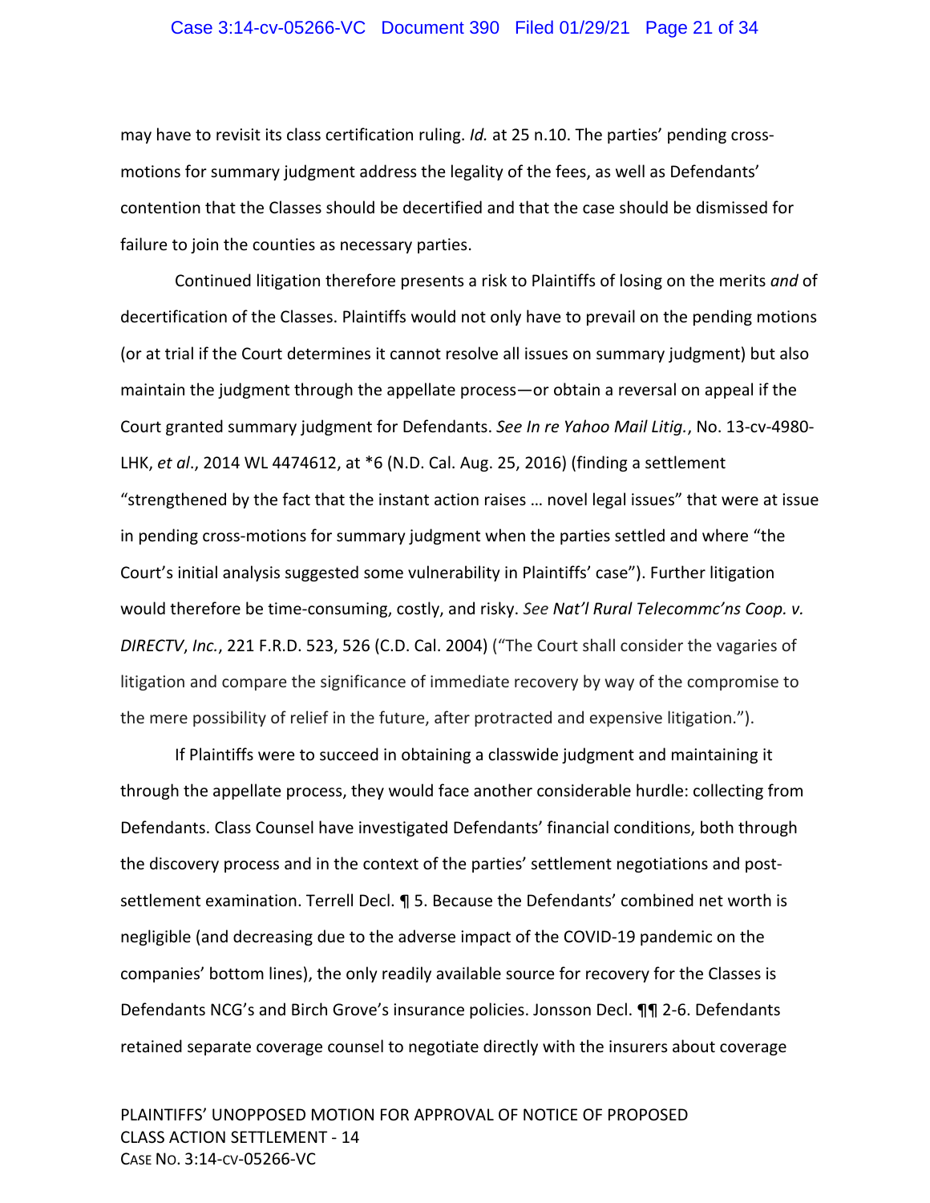may have to revisit its class certification ruling. *Id.* at 25 n.10. The parties' pending cross-motions for summary judgment address the legality of the fees, as well as Defendants' contention that the Classes should be decertified and that the case should be dismissed for failure to join the counties as necessary parties.

Continued litigation therefore presents a risk to Plaintiffs of losing on the merits *and* of decertification of the Classes. Plaintiffs would not only have to prevail on the pending motions (or at trial if the Court determines it cannot resolve all issues on summary judgment) but also maintain the judgment through the appellate process—or obtain a reversal on appeal if the Court granted summary judgment for Defendants. *See In re Yahoo Mail Litig.*, No. 13-cv-4980-LHK, *et al*., 2014 WL 4474612, at *6 (N.D. Cal. Aug. 25, 2016) (finding a settlement "strengthened by the fact that the instant action raises … novel legal issues" that were at issue in pending cross-motions for summary judgment when the parties settled and where "the Court's initial analysis suggested some vulnerability in Plaintiffs' case"). Further litigation would therefore be time-consuming, costly, and risky. *See Nat'l Rural Telecommc'ns Coop. v. DIRECTV*, *Inc.*, 221 F.R.D. 523, 526 (C.D. Cal. 2004) ("The Court shall consider the vagaries of litigation and compare the significance of immediate recovery by way of the compromise to the mere possibility of relief in the future, after protracted and expensive litigation.").

If Plaintiffs were to succeed in obtaining a classwide judgment and maintaining it through the appellate process, they would face another considerable hurdle: collecting from Defendants. Class Counsel have investigated Defendants' financial conditions, both through the discovery process and in the context of the parties' settlement negotiations and post-settlement examination. Terrell Decl. ¶ 5. Because the Defendants' combined net worth is negligible (and decreasing due to the adverse impact of the COVID-19 pandemic on the companies' bottom lines), the only readily available source for recovery for the Classes is Defendants NCG's and Birch Grove's insurance policies. Jonsson Decl. ¶¶ 2-6. Defendants retained separate coverage counsel to negotiate directly with the insurers about coverage

PLAINTIFFS' UNOPPOSED MOTION FOR APPROVAL OF NOTICE OF PROPOSED CLASS ACTION SETTLEMENT - 14
CASE NO. 3:14-CV-05266-VC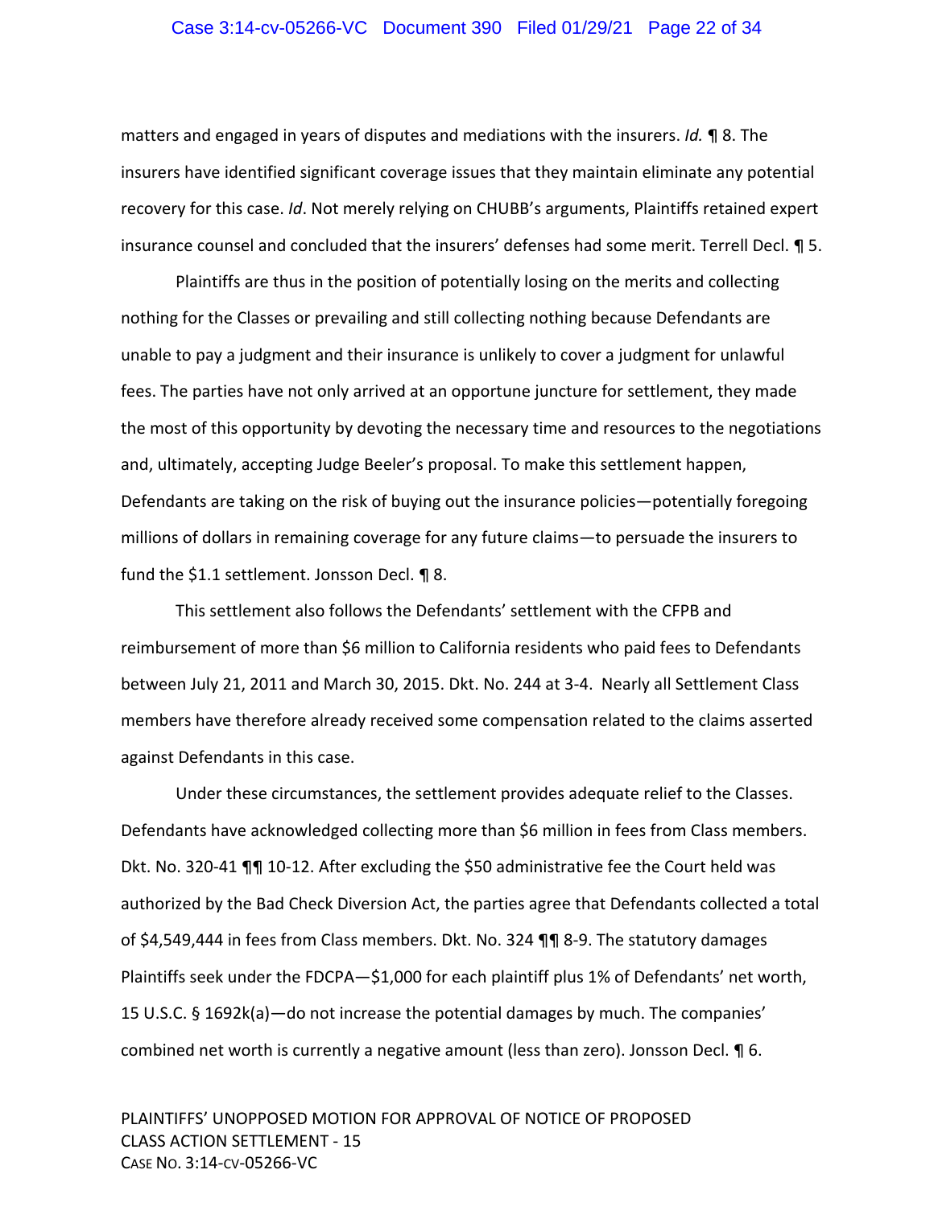matters and engaged in years of disputes and mediations with the insurers. *Id.* ¶ 8. The insurers have identified significant coverage issues that they maintain eliminate any potential recovery for this case. *Id*. Not merely relying on CHUBB's arguments, Plaintiffs retained expert insurance counsel and concluded that the insurers' defenses had some merit. Terrell Decl. ¶ 5.

Plaintiffs are thus in the position of potentially losing on the merits and collecting nothing for the Classes or prevailing and still collecting nothing because Defendants are unable to pay a judgment and their insurance is unlikely to cover a judgment for unlawful fees. The parties have not only arrived at an opportune juncture for settlement, they made the most of this opportunity by devoting the necessary time and resources to the negotiations and, ultimately, accepting Judge Beeler's proposal. To make this settlement happen, Defendants are taking on the risk of buying out the insurance policies—potentially foregoing millions of dollars in remaining coverage for any future claims—to persuade the insurers to fund the $1.1 settlement. Jonsson Decl. ¶ 8.

This settlement also follows the Defendants' settlement with the CFPB and reimbursement of more than $6 million to California residents who paid fees to Defendants between July 21, 2011 and March 30, 2015. Dkt. No. 244 at 3-4. Nearly all Settlement Class members have therefore already received some compensation related to the claims asserted against Defendants in this case.

Under these circumstances, the settlement provides adequate relief to the Classes. Defendants have acknowledged collecting more than $6 million in fees from Class members. Dkt. No. 320-41 ¶¶ 10-12. After excluding the $50 administrative fee the Court held was authorized by the Bad Check Diversion Act, the parties agree that Defendants collected a total of $4,549,444 in fees from Class members. Dkt. No. 324 ¶¶ 8-9. The statutory damages Plaintiffs seek under the FDCPA—$1,000 for each plaintiff plus 1% of Defendants' net worth, 15 U.S.C. § 1692k(a)—do not increase the potential damages by much. The companies' combined net worth is currently a negative amount (less than zero). Jonsson Decl. ¶ 6.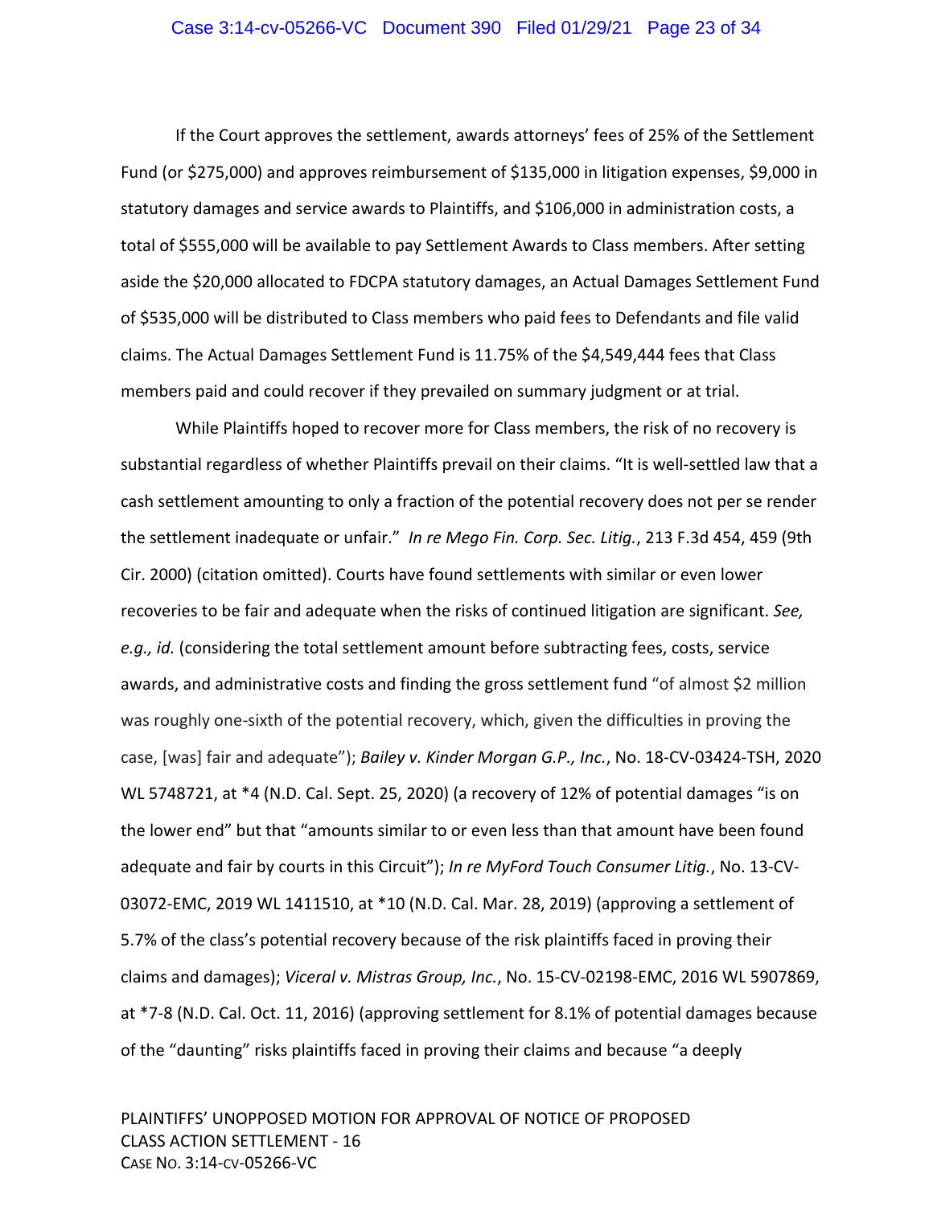If the Court approves the settlement, awards attorneys' fees of 25% of the Settlement Fund (or $275,000) and approves reimbursement of $135,000 in litigation expenses, $9,000 in statutory damages and service awards to Plaintiffs, and $106,000 in administration costs, a total of $555,000 will be available to pay Settlement Awards to Class members. After setting aside the $20,000 allocated to FDCPA statutory damages, an Actual Damages Settlement Fund of $535,000 will be distributed to Class members who paid fees to Defendants and file valid claims. The Actual Damages Settlement Fund is 11.75% of the $4,549,444 fees that Class members paid and could recover if they prevailed on summary judgment or at trial.

While Plaintiffs hoped to recover more for Class members, the risk of no recovery is substantial regardless of whether Plaintiffs prevail on their claims. "It is well-settled law that a cash settlement amounting to only a fraction of the potential recovery does not per se render the settlement inadequate or unfair." *In re Mego Fin. Corp. Sec. Litig.*, 213 F.3d 454, 459 (9th Cir. 2000) (citation omitted). Courts have found settlements with similar or even lower recoveries to be fair and adequate when the risks of continued litigation are significant. *See, e.g., id.* (considering the total settlement amount before subtracting fees, costs, service awards, and administrative costs and finding the gross settlement fund "of almost $2 million was roughly one-sixth of the potential recovery, which, given the difficulties in proving the case, [was] fair and adequate"); *Bailey v. Kinder Morgan G.P., Inc.*, No. 18-CV-03424-TSH, 2020 WL 5748721, at *4 (N.D. Cal. Sept. 25, 2020) (a recovery of 12% of potential damages "is on the lower end" but that "amounts similar to or even less than that amount have been found adequate and fair by courts in this Circuit"); *In re MyFord Touch Consumer Litig.*, No. 13-CV-03072-EMC, 2019 WL 1411510, at *10 (N.D. Cal. Mar. 28, 2019) (approving a settlement of 5.7% of the class's potential recovery because of the risk plaintiffs faced in proving their claims and damages); *Viceral v. Mistras Group, Inc.*, No. 15-CV-02198-EMC, 2016 WL 5907869, at *7-8 (N.D. Cal. Oct. 11, 2016) (approving settlement for 8.1% of potential damages because of the "daunting" risks plaintiffs faced in proving their claims and because "a deeply

PLAINTIFFS' UNOPPOSED MOTION FOR APPROVAL OF NOTICE OF PROPOSED CLASS ACTION SETTLEMENT - 16
CASE NO. 3:14-CV-05266-VC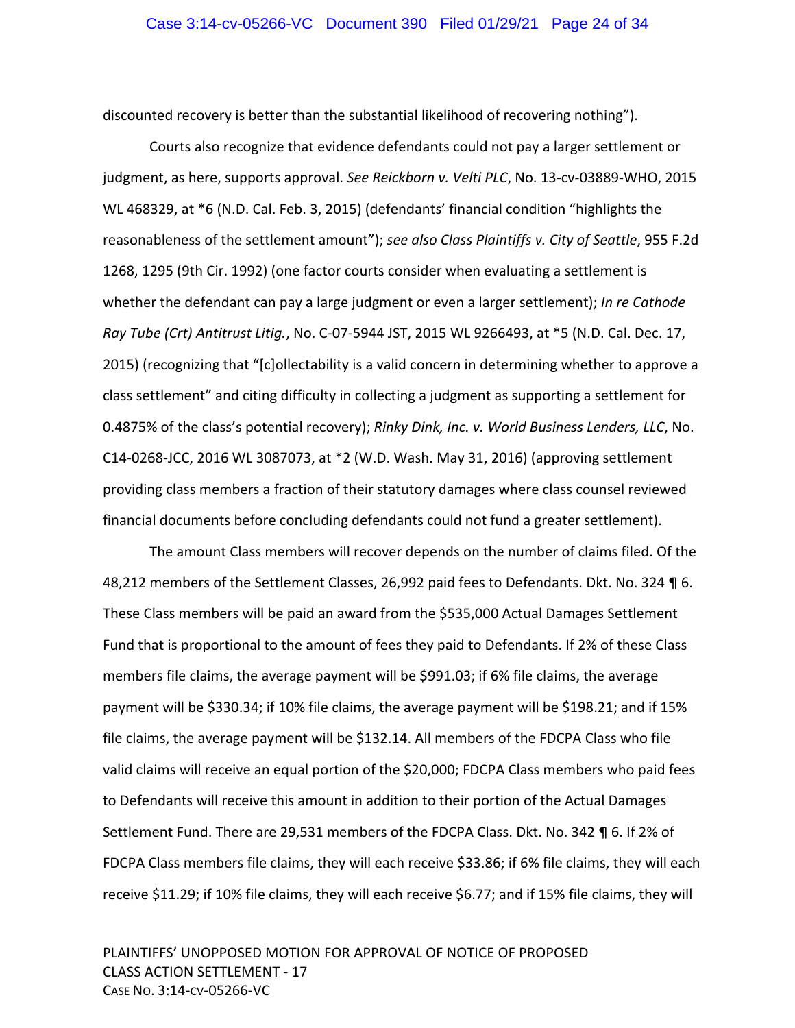discounted recovery is better than the substantial likelihood of recovering nothing").

Courts also recognize that evidence defendants could not pay a larger settlement or judgment, as here, supports approval. *See Reickborn v. Velti PLC*, No. 13-cv-03889-WHO, 2015 WL 468329, at *6 (N.D. Cal. Feb. 3, 2015) (defendants' financial condition "highlights the reasonableness of the settlement amount"); *see also Class Plaintiffs v. City of Seattle*, 955 F.2d 1268, 1295 (9th Cir. 1992) (one factor courts consider when evaluating a settlement is whether the defendant can pay a large judgment or even a larger settlement); *In re Cathode Ray Tube (Crt) Antitrust Litig.*, No. C-07-5944 JST, 2015 WL 9266493, at *5 (N.D. Cal. Dec. 17, 2015) (recognizing that "[c]ollectability is a valid concern in determining whether to approve a class settlement" and citing difficulty in collecting a judgment as supporting a settlement for 0.4875% of the class's potential recovery); *Rinky Dink, Inc. v. World Business Lenders, LLC*, No. C14-0268-JCC, 2016 WL 3087073, at *2 (W.D. Wash. May 31, 2016) (approving settlement providing class members a fraction of their statutory damages where class counsel reviewed financial documents before concluding defendants could not fund a greater settlement).

The amount Class members will recover depends on the number of claims filed. Of the 48,212 members of the Settlement Classes, 26,992 paid fees to Defendants. Dkt. No. 324 ¶ 6. These Class members will be paid an award from the $535,000 Actual Damages Settlement Fund that is proportional to the amount of fees they paid to Defendants. If 2% of these Class members file claims, the average payment will be $991.03; if 6% file claims, the average payment will be $330.34; if 10% file claims, the average payment will be $198.21; and if 15% file claims, the average payment will be $132.14. All members of the FDCPA Class who file valid claims will receive an equal portion of the $20,000; FDCPA Class members who paid fees to Defendants will receive this amount in addition to their portion of the Actual Damages Settlement Fund. There are 29,531 members of the FDCPA Class. Dkt. No. 342 ¶ 6. If 2% of FDCPA Class members file claims, they will each receive $33.86; if 6% file claims, they will each receive $11.29; if 10% file claims, they will each receive $6.77; and if 15% file claims, they will

PLAINTIFFS' UNOPPOSED MOTION FOR APPROVAL OF NOTICE OF PROPOSED CLASS ACTION SETTLEMENT - 17
CASE NO. 3:14-CV-05266-VC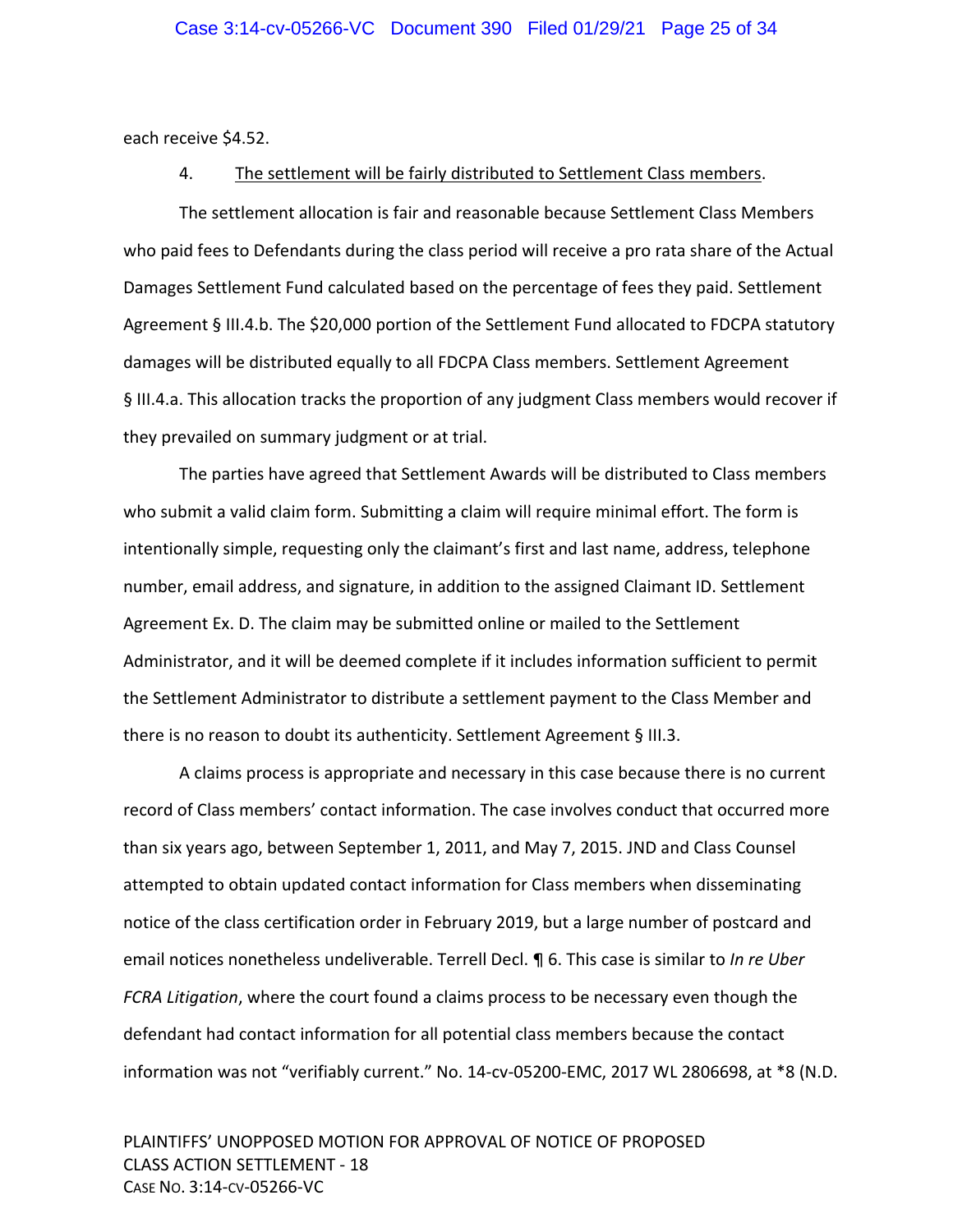each receive $4.52.

4. <u>The settlement will be fairly distributed to Settlement Class members</u>.

The settlement allocation is fair and reasonable because Settlement Class Members who paid fees to Defendants during the class period will receive a pro rata share of the Actual Damages Settlement Fund calculated based on the percentage of fees they paid. Settlement Agreement § III.4.b. The $20,000 portion of the Settlement Fund allocated to FDCPA statutory damages will be distributed equally to all FDCPA Class members. Settlement Agreement § III.4.a. This allocation tracks the proportion of any judgment Class members would recover if they prevailed on summary judgment or at trial.

The parties have agreed that Settlement Awards will be distributed to Class members who submit a valid claim form. Submitting a claim will require minimal effort. The form is intentionally simple, requesting only the claimant's first and last name, address, telephone number, email address, and signature, in addition to the assigned Claimant ID. Settlement Agreement Ex. D. The claim may be submitted online or mailed to the Settlement Administrator, and it will be deemed complete if it includes information sufficient to permit the Settlement Administrator to distribute a settlement payment to the Class Member and there is no reason to doubt its authenticity. Settlement Agreement § III.3.

A claims process is appropriate and necessary in this case because there is no current record of Class members' contact information. The case involves conduct that occurred more than six years ago, between September 1, 2011, and May 7, 2015. JND and Class Counsel attempted to obtain updated contact information for Class members when disseminating notice of the class certification order in February 2019, but a large number of postcard and email notices nonetheless undeliverable. Terrell Decl. ¶ 6. This case is similar to *In re Uber FCRA Litigation*, where the court found a claims process to be necessary even though the defendant had contact information for all potential class members because the contact information was not "verifiably current." No. 14-cv-05200-EMC, 2017 WL 2806698, at *8 (N.D.

PLAINTIFFS' UNOPPOSED MOTION FOR APPROVAL OF NOTICE OF PROPOSED CLASS ACTION SETTLEMENT - 18
CASE NO. 3:14-CV-05266-VC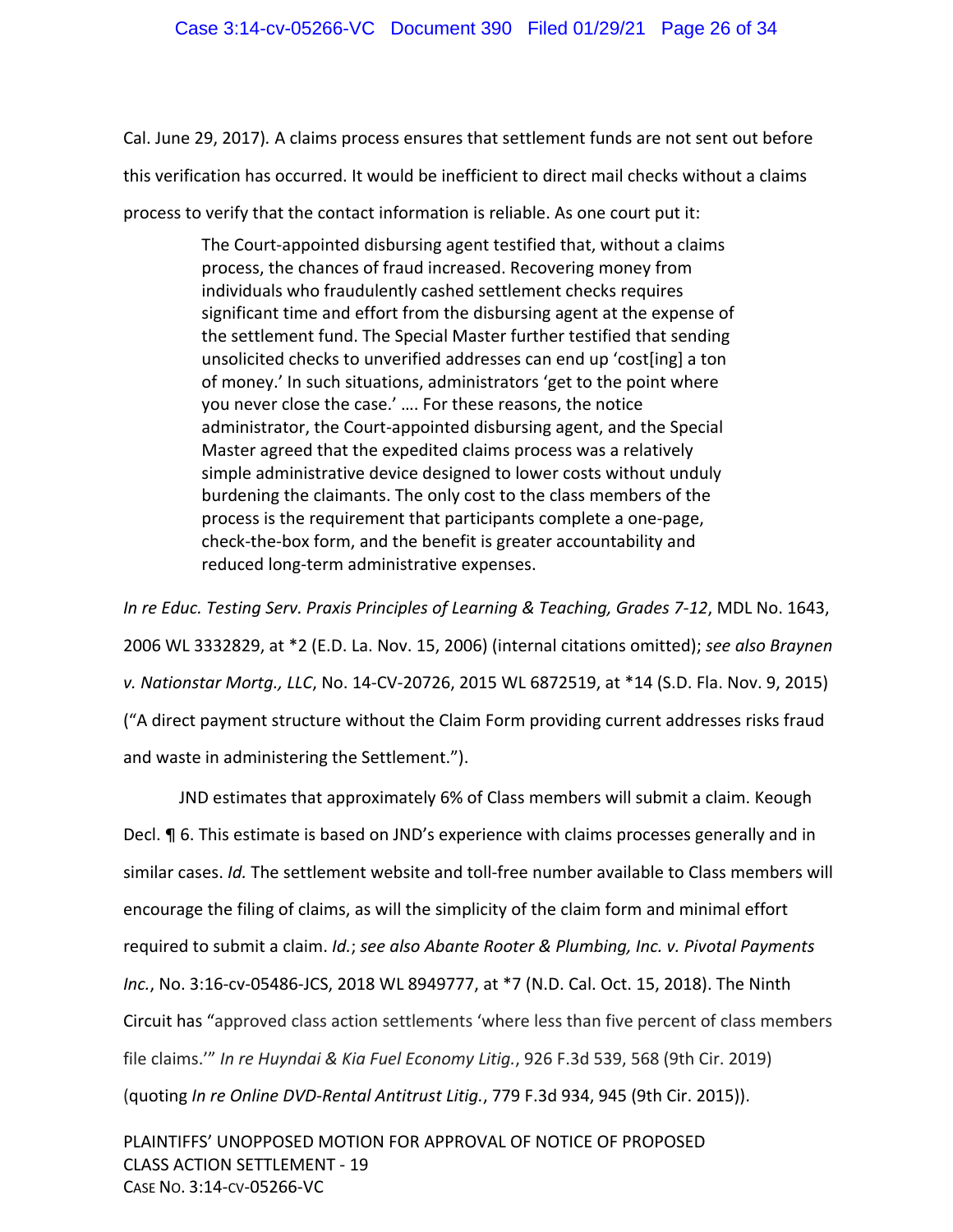Cal. June 29, 2017). A claims process ensures that settlement funds are not sent out before this verification has occurred. It would be inefficient to direct mail checks without a claims process to verify that the contact information is reliable. As one court put it:

> The Court-appointed disbursing agent testified that, without a claims process, the chances of fraud increased. Recovering money from individuals who fraudulently cashed settlement checks requires significant time and effort from the disbursing agent at the expense of the settlement fund. The Special Master further testified that sending unsolicited checks to unverified addresses can end up 'cost[ing] a ton of money.' In such situations, administrators 'get to the point where you never close the case.' …. For these reasons, the notice administrator, the Court-appointed disbursing agent, and the Special Master agreed that the expedited claims process was a relatively simple administrative device designed to lower costs without unduly burdening the claimants. The only cost to the class members of the process is the requirement that participants complete a one-page, check-the-box form, and the benefit is greater accountability and reduced long-term administrative expenses.

*In re Educ. Testing Serv. Praxis Principles of Learning & Teaching, Grades 7-12*, MDL No. 1643, 2006 WL 3332829, at *2 (E.D. La. Nov. 15, 2006) (internal citations omitted); *see also Braynen v. Nationstar Mortg., LLC*, No. 14-CV-20726, 2015 WL 6872519, at *14 (S.D. Fla. Nov. 9, 2015) ("A direct payment structure without the Claim Form providing current addresses risks fraud and waste in administering the Settlement.").

JND estimates that approximately 6% of Class members will submit a claim. Keough Decl. ¶ 6. This estimate is based on JND's experience with claims processes generally and in similar cases. *Id.* The settlement website and toll-free number available to Class members will encourage the filing of claims, as will the simplicity of the claim form and minimal effort required to submit a claim. *Id.*; *see also Abante Rooter & Plumbing, Inc. v. Pivotal Payments Inc.*, No. 3:16-cv-05486-JCS, 2018 WL 8949777, at *7 (N.D. Cal. Oct. 15, 2018). The Ninth Circuit has "approved class action settlements 'where less than five percent of class members file claims.'" *In re Huyndai & Kia Fuel Economy Litig.*, 926 F.3d 539, 568 (9th Cir. 2019) (quoting *In re Online DVD-Rental Antitrust Litig.*, 779 F.3d 934, 945 (9th Cir. 2015)).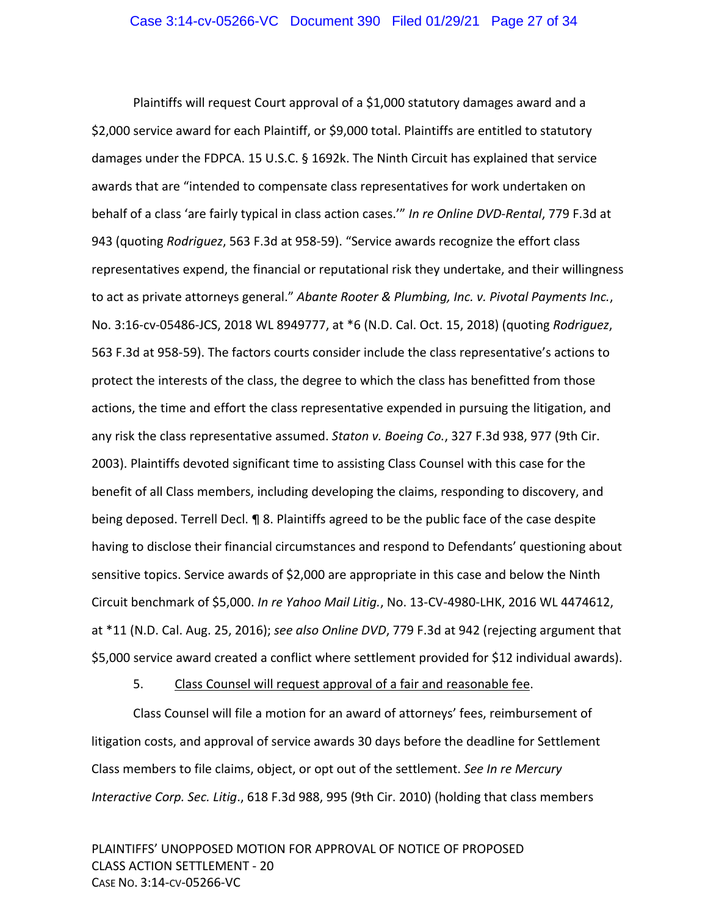Plaintiffs will request Court approval of a $1,000 statutory damages award and a $2,000 service award for each Plaintiff, or $9,000 total. Plaintiffs are entitled to statutory damages under the FDPCA. 15 U.S.C. § 1692k. The Ninth Circuit has explained that service awards that are "intended to compensate class representatives for work undertaken on behalf of a class 'are fairly typical in class action cases.'" *In re Online DVD-Rental*, 779 F.3d at 943 (quoting *Rodriguez*, 563 F.3d at 958-59). "Service awards recognize the effort class representatives expend, the financial or reputational risk they undertake, and their willingness to act as private attorneys general." *Abante Rooter & Plumbing, Inc. v. Pivotal Payments Inc.*, No. 3:16-cv-05486-JCS, 2018 WL 8949777, at *6 (N.D. Cal. Oct. 15, 2018) (quoting *Rodriguez*, 563 F.3d at 958-59). The factors courts consider include the class representative's actions to protect the interests of the class, the degree to which the class has benefitted from those actions, the time and effort the class representative expended in pursuing the litigation, and any risk the class representative assumed. *Staton v. Boeing Co.*, 327 F.3d 938, 977 (9th Cir. 2003). Plaintiffs devoted significant time to assisting Class Counsel with this case for the benefit of all Class members, including developing the claims, responding to discovery, and being deposed. Terrell Decl. ¶ 8. Plaintiffs agreed to be the public face of the case despite having to disclose their financial circumstances and respond to Defendants' questioning about sensitive topics. Service awards of $2,000 are appropriate in this case and below the Ninth Circuit benchmark of $5,000. *In re Yahoo Mail Litig.*, No. 13-CV-4980-LHK, 2016 WL 4474612, at *11 (N.D. Cal. Aug. 25, 2016); *see also Online DVD*, 779 F.3d at 942 (rejecting argument that $5,000 service award created a conflict where settlement provided for $12 individual awards).

5. Class Counsel will request approval of a fair and reasonable fee.

Class Counsel will file a motion for an award of attorneys' fees, reimbursement of litigation costs, and approval of service awards 30 days before the deadline for Settlement Class members to file claims, object, or opt out of the settlement. *See In re Mercury Interactive Corp. Sec. Litig*., 618 F.3d 988, 995 (9th Cir. 2010) (holding that class members

PLAINTIFFS' UNOPPOSED MOTION FOR APPROVAL OF NOTICE OF PROPOSED CLASS ACTION SETTLEMENT - 20
CASE NO. 3:14-CV-05266-VC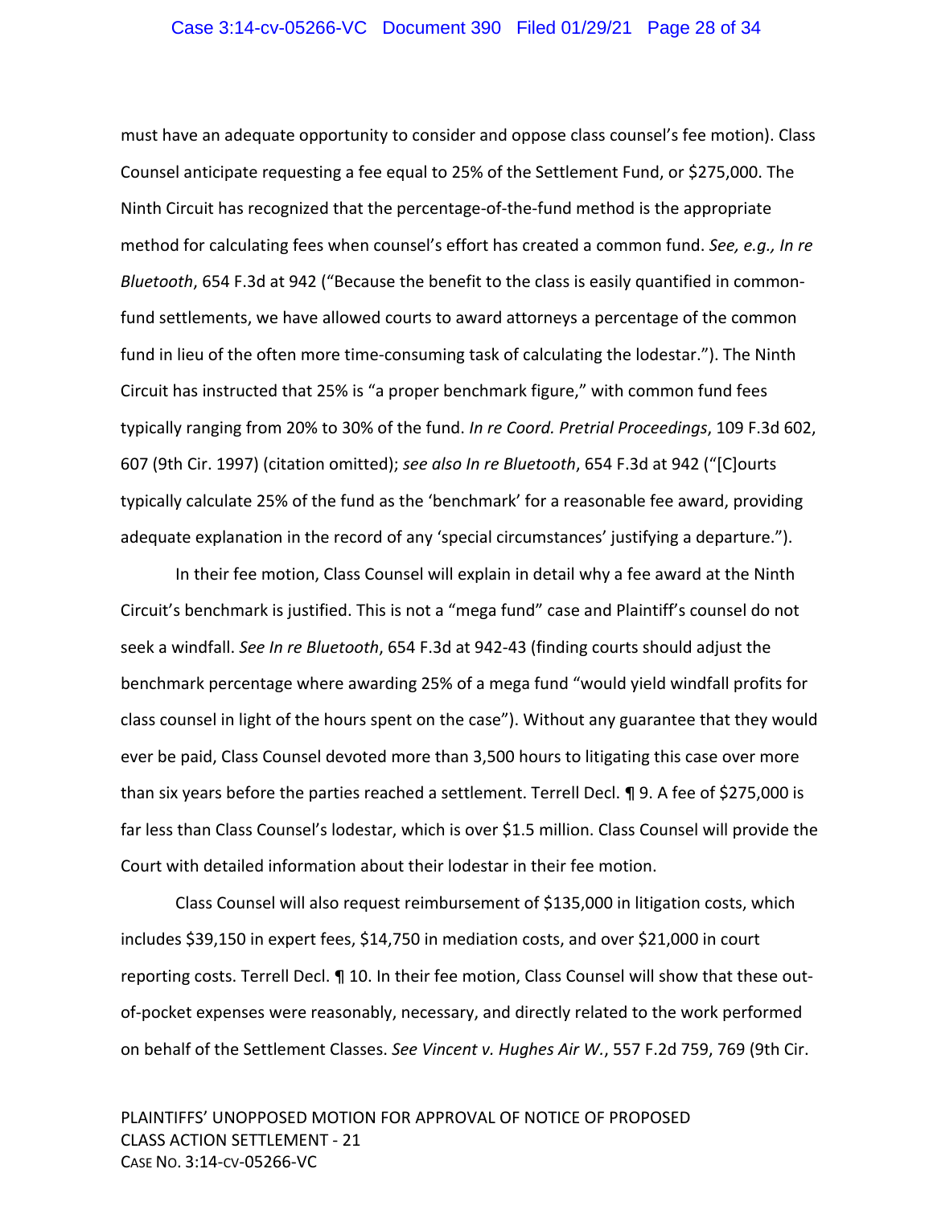must have an adequate opportunity to consider and oppose class counsel's fee motion). Class Counsel anticipate requesting a fee equal to 25% of the Settlement Fund, or $275,000. The Ninth Circuit has recognized that the percentage-of-the-fund method is the appropriate method for calculating fees when counsel's effort has created a common fund. *See, e.g., In re Bluetooth*, 654 F.3d at 942 ("Because the benefit to the class is easily quantified in common-fund settlements, we have allowed courts to award attorneys a percentage of the common fund in lieu of the often more time-consuming task of calculating the lodestar."). The Ninth Circuit has instructed that 25% is "a proper benchmark figure," with common fund fees typically ranging from 20% to 30% of the fund. *In re Coord. Pretrial Proceedings*, 109 F.3d 602, 607 (9th Cir. 1997) (citation omitted); *see also In re Bluetooth*, 654 F.3d at 942 ("[C]ourts typically calculate 25% of the fund as the 'benchmark' for a reasonable fee award, providing adequate explanation in the record of any 'special circumstances' justifying a departure.").

In their fee motion, Class Counsel will explain in detail why a fee award at the Ninth Circuit's benchmark is justified. This is not a "mega fund" case and Plaintiff's counsel do not seek a windfall. *See In re Bluetooth*, 654 F.3d at 942-43 (finding courts should adjust the benchmark percentage where awarding 25% of a mega fund "would yield windfall profits for class counsel in light of the hours spent on the case"). Without any guarantee that they would ever be paid, Class Counsel devoted more than 3,500 hours to litigating this case over more than six years before the parties reached a settlement. Terrell Decl. ¶ 9. A fee of $275,000 is far less than Class Counsel's lodestar, which is over $1.5 million. Class Counsel will provide the Court with detailed information about their lodestar in their fee motion.

Class Counsel will also request reimbursement of $135,000 in litigation costs, which includes $39,150 in expert fees, $14,750 in mediation costs, and over $21,000 in court reporting costs. Terrell Decl. ¶ 10. In their fee motion, Class Counsel will show that these out-of-pocket expenses were reasonably, necessary, and directly related to the work performed on behalf of the Settlement Classes. *See Vincent v. Hughes Air W.*, 557 F.2d 759, 769 (9th Cir.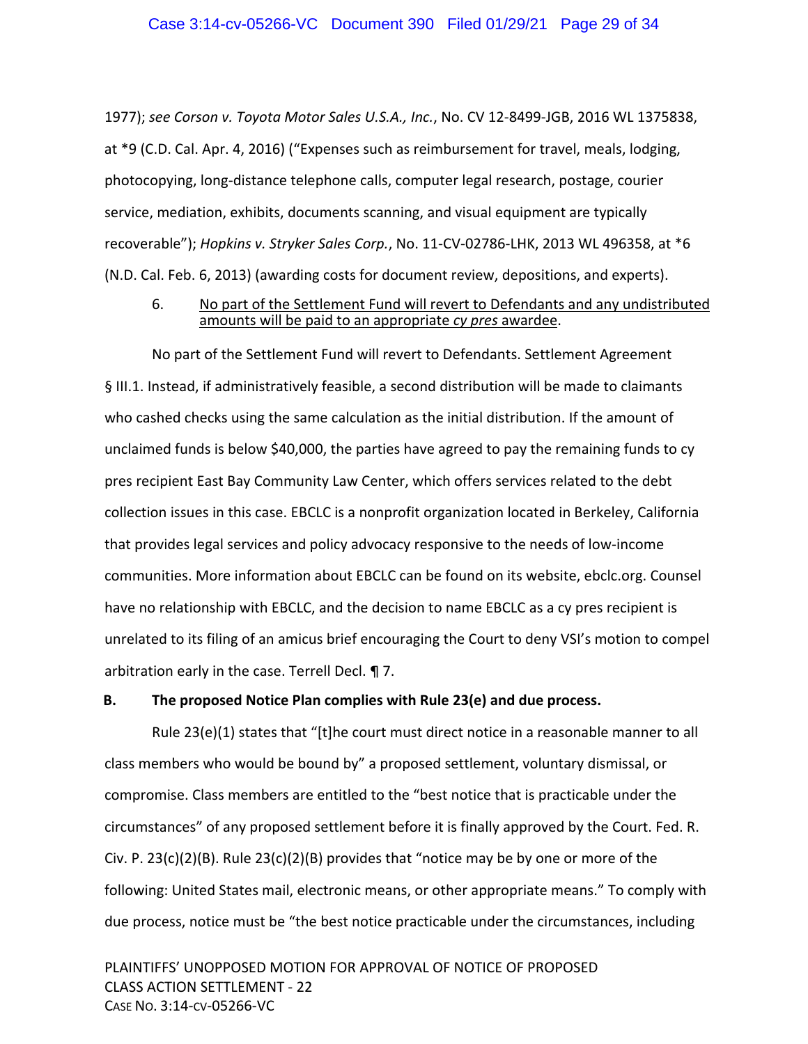1977); *see Corson v. Toyota Motor Sales U.S.A., Inc.*, No. CV 12-8499-JGB, 2016 WL 1375838, at *9 (C.D. Cal. Apr. 4, 2016) ("Expenses such as reimbursement for travel, meals, lodging, photocopying, long-distance telephone calls, computer legal research, postage, courier service, mediation, exhibits, documents scanning, and visual equipment are typically recoverable"); *Hopkins v. Stryker Sales Corp.*, No. 11-CV-02786-LHK, 2013 WL 496358, at *6 (N.D. Cal. Feb. 6, 2013) (awarding costs for document review, depositions, and experts).

6. <u>No part of the Settlement Fund will revert to Defendants and any undistributed amounts will be paid to an appropriate *cy pres* awardee</u>.

No part of the Settlement Fund will revert to Defendants. Settlement Agreement § III.1. Instead, if administratively feasible, a second distribution will be made to claimants who cashed checks using the same calculation as the initial distribution. If the amount of unclaimed funds is below $40,000, the parties have agreed to pay the remaining funds to cy pres recipient East Bay Community Law Center, which offers services related to the debt collection issues in this case. EBCLC is a nonprofit organization located in Berkeley, California that provides legal services and policy advocacy responsive to the needs of low-income communities. More information about EBCLC can be found on its website, ebclc.org. Counsel have no relationship with EBCLC, and the decision to name EBCLC as a cy pres recipient is unrelated to its filing of an amicus brief encouraging the Court to deny VSI's motion to compel arbitration early in the case. Terrell Decl. ¶ 7.

**B. The proposed Notice Plan complies with Rule 23(e) and due process.**

Rule 23(e)(1) states that "[t]he court must direct notice in a reasonable manner to all class members who would be bound by" a proposed settlement, voluntary dismissal, or compromise. Class members are entitled to the "best notice that is practicable under the circumstances" of any proposed settlement before it is finally approved by the Court. Fed. R. Civ. P. 23(c)(2)(B). Rule 23(c)(2)(B) provides that "notice may be by one or more of the following: United States mail, electronic means, or other appropriate means." To comply with due process, notice must be "the best notice practicable under the circumstances, including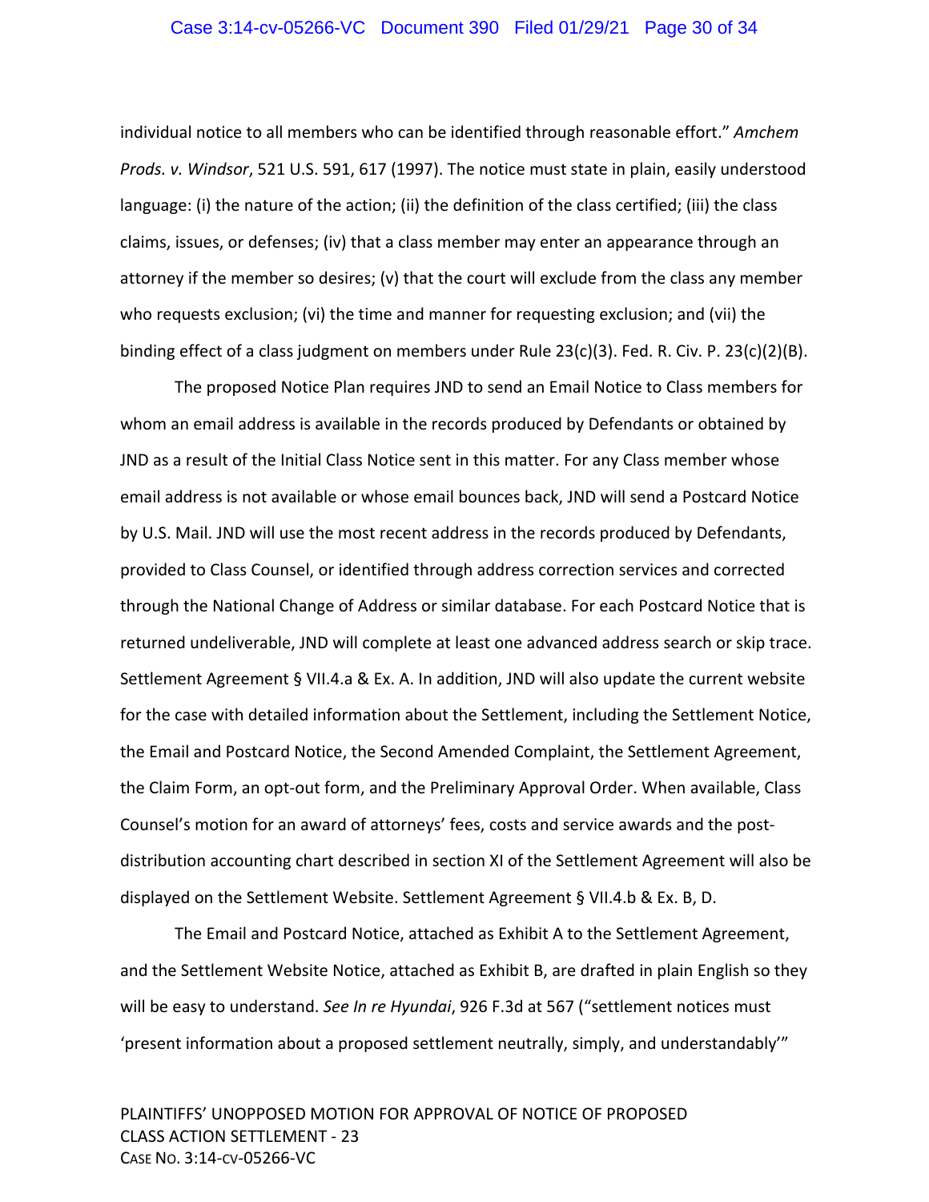individual notice to all members who can be identified through reasonable effort." *Amchem Prods. v. Windsor*, 521 U.S. 591, 617 (1997). The notice must state in plain, easily understood language: (i) the nature of the action; (ii) the definition of the class certified; (iii) the class claims, issues, or defenses; (iv) that a class member may enter an appearance through an attorney if the member so desires; (v) that the court will exclude from the class any member who requests exclusion; (vi) the time and manner for requesting exclusion; and (vii) the binding effect of a class judgment on members under Rule 23(c)(3). Fed. R. Civ. P. 23(c)(2)(B).

The proposed Notice Plan requires JND to send an Email Notice to Class members for whom an email address is available in the records produced by Defendants or obtained by JND as a result of the Initial Class Notice sent in this matter. For any Class member whose email address is not available or whose email bounces back, JND will send a Postcard Notice by U.S. Mail. JND will use the most recent address in the records produced by Defendants, provided to Class Counsel, or identified through address correction services and corrected through the National Change of Address or similar database. For each Postcard Notice that is returned undeliverable, JND will complete at least one advanced address search or skip trace. Settlement Agreement § VII.4.a & Ex. A. In addition, JND will also update the current website for the case with detailed information about the Settlement, including the Settlement Notice, the Email and Postcard Notice, the Second Amended Complaint, the Settlement Agreement, the Claim Form, an opt-out form, and the Preliminary Approval Order. When available, Class Counsel's motion for an award of attorneys' fees, costs and service awards and the post-distribution accounting chart described in section XI of the Settlement Agreement will also be displayed on the Settlement Website. Settlement Agreement § VII.4.b & Ex. B, D.

The Email and Postcard Notice, attached as Exhibit A to the Settlement Agreement, and the Settlement Website Notice, attached as Exhibit B, are drafted in plain English so they will be easy to understand. *See In re Hyundai*, 926 F.3d at 567 ("settlement notices must 'present information about a proposed settlement neutrally, simply, and understandably'"

PLAINTIFFS' UNOPPOSED MOTION FOR APPROVAL OF NOTICE OF PROPOSED CLASS ACTION SETTLEMENT - 23
CASE NO. 3:14-CV-05266-VC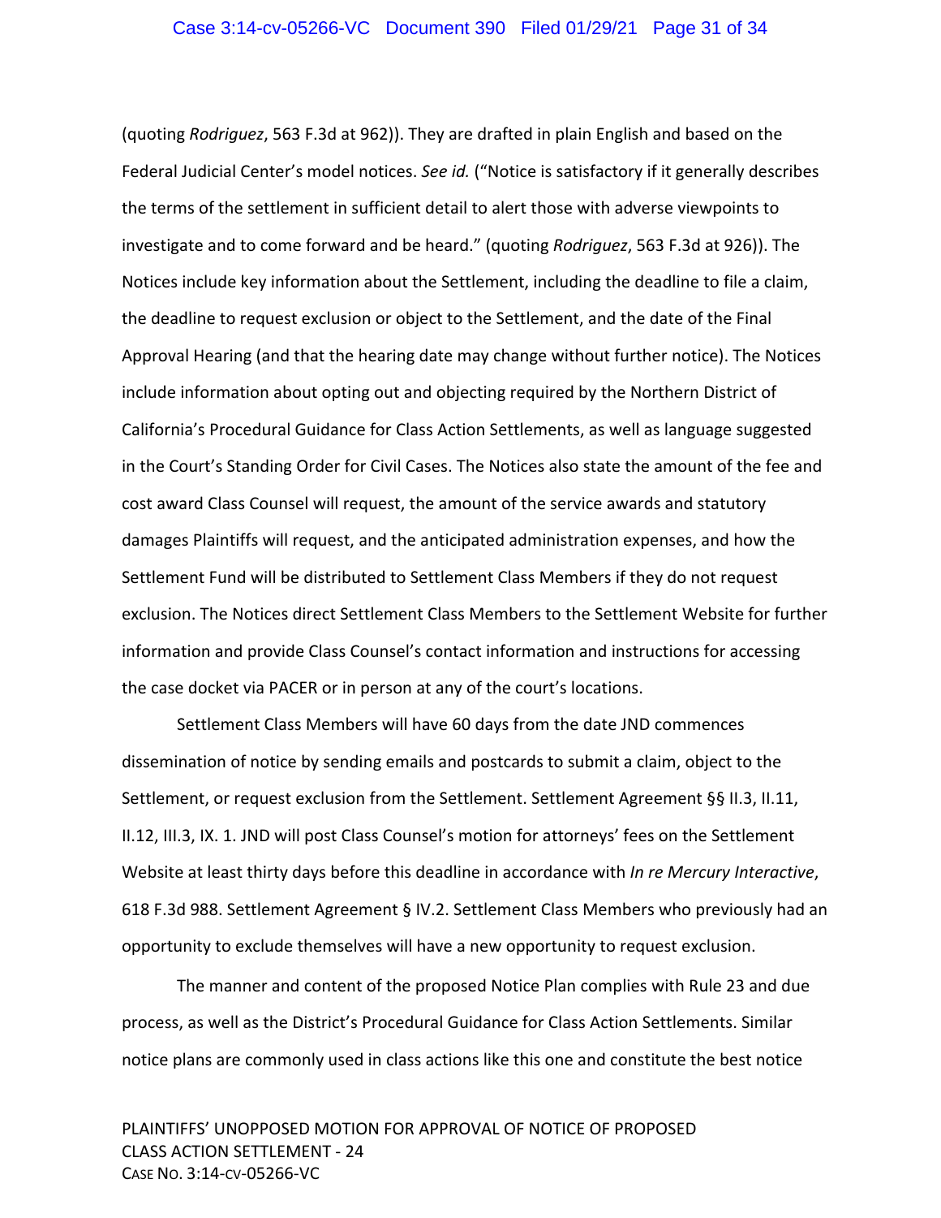(quoting *Rodriguez*, 563 F.3d at 962)). They are drafted in plain English and based on the Federal Judicial Center's model notices. *See id.* ("Notice is satisfactory if it generally describes the terms of the settlement in sufficient detail to alert those with adverse viewpoints to investigate and to come forward and be heard." (quoting *Rodriguez*, 563 F.3d at 926)). The Notices include key information about the Settlement, including the deadline to file a claim, the deadline to request exclusion or object to the Settlement, and the date of the Final Approval Hearing (and that the hearing date may change without further notice). The Notices include information about opting out and objecting required by the Northern District of California's Procedural Guidance for Class Action Settlements, as well as language suggested in the Court's Standing Order for Civil Cases. The Notices also state the amount of the fee and cost award Class Counsel will request, the amount of the service awards and statutory damages Plaintiffs will request, and the anticipated administration expenses, and how the Settlement Fund will be distributed to Settlement Class Members if they do not request exclusion. The Notices direct Settlement Class Members to the Settlement Website for further information and provide Class Counsel's contact information and instructions for accessing the case docket via PACER or in person at any of the court's locations.

Settlement Class Members will have 60 days from the date JND commences dissemination of notice by sending emails and postcards to submit a claim, object to the Settlement, or request exclusion from the Settlement. Settlement Agreement §§ II.3, II.11, II.12, III.3, IX. 1. JND will post Class Counsel's motion for attorneys' fees on the Settlement Website at least thirty days before this deadline in accordance with *In re Mercury Interactive*, 618 F.3d 988. Settlement Agreement § IV.2. Settlement Class Members who previously had an opportunity to exclude themselves will have a new opportunity to request exclusion.

The manner and content of the proposed Notice Plan complies with Rule 23 and due process, as well as the District's Procedural Guidance for Class Action Settlements. Similar notice plans are commonly used in class actions like this one and constitute the best notice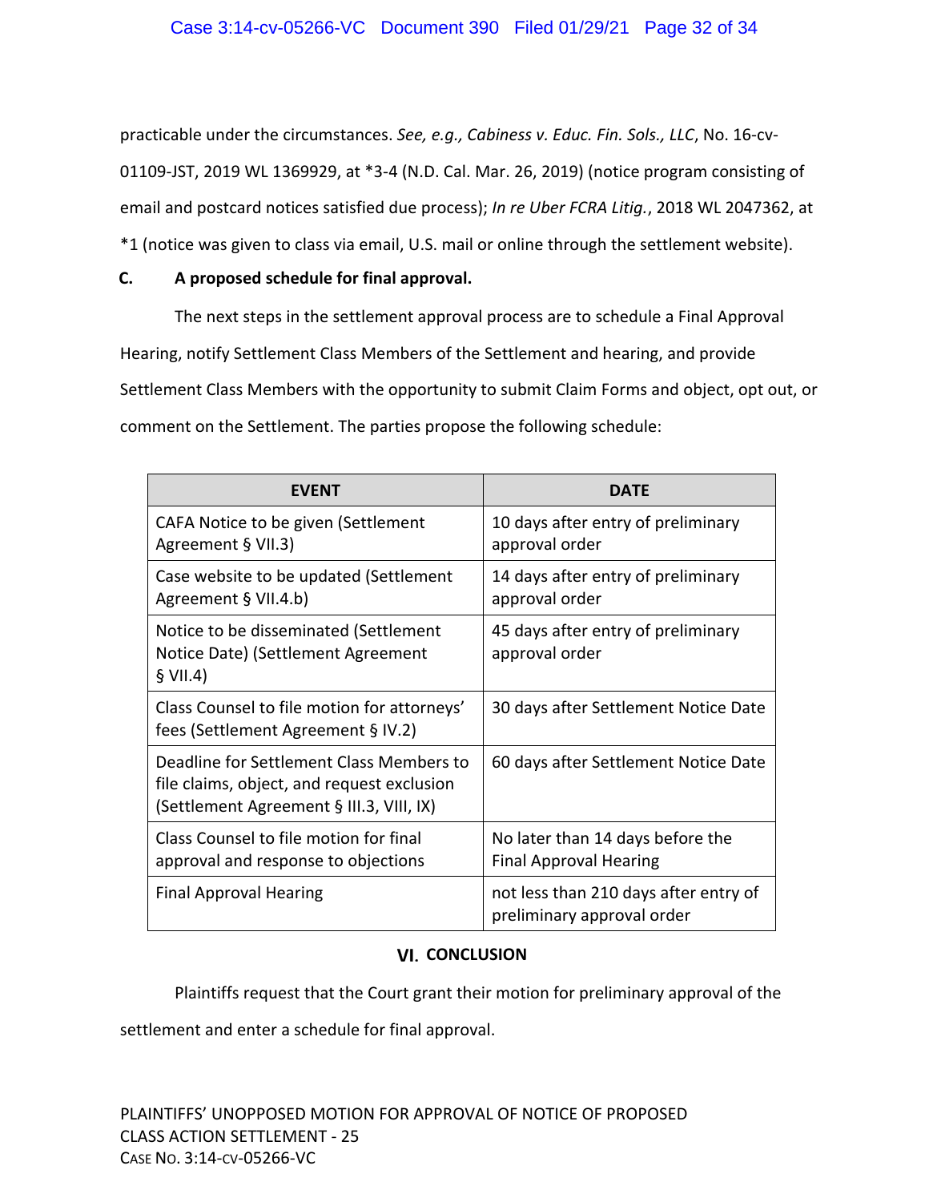practicable under the circumstances. *See, e.g.*, *Cabiness v. Educ. Fin. Sols., LLC*, No. 16-cv-01109-JST, 2019 WL 1369929, at *3-4 (N.D. Cal. Mar. 26, 2019) (notice program consisting of email and postcard notices satisfied due process); *In re Uber FCRA Litig.*, 2018 WL 2047362, at *1 (notice was given to class via email, U.S. mail or online through the settlement website).

### C. A proposed schedule for final approval.

The next steps in the settlement approval process are to schedule a Final Approval Hearing, notify Settlement Class Members of the Settlement and hearing, and provide Settlement Class Members with the opportunity to submit Claim Forms and object, opt out, or comment on the Settlement. The parties propose the following schedule:

| EVENT | DATE |
|---|---|
| CAFA Notice to be given (Settlement Agreement § VII.3) | 10 days after entry of preliminary approval order |
| Case website to be updated (Settlement Agreement § VII.4.b) | 14 days after entry of preliminary approval order |
| Notice to be disseminated (Settlement Notice Date) (Settlement Agreement § VII.4) | 45 days after entry of preliminary approval order |
| Class Counsel to file motion for attorneys' fees (Settlement Agreement § IV.2) | 30 days after Settlement Notice Date |
| Deadline for Settlement Class Members to file claims, object, and request exclusion (Settlement Agreement § III.3, VIII, IX) | 60 days after Settlement Notice Date |
| Class Counsel to file motion for final approval and response to objections | No later than 14 days before the Final Approval Hearing |
| Final Approval Hearing | not less than 210 days after entry of preliminary approval order |

## VI. CONCLUSION

Plaintiffs request that the Court grant their motion for preliminary approval of the settlement and enter a schedule for final approval.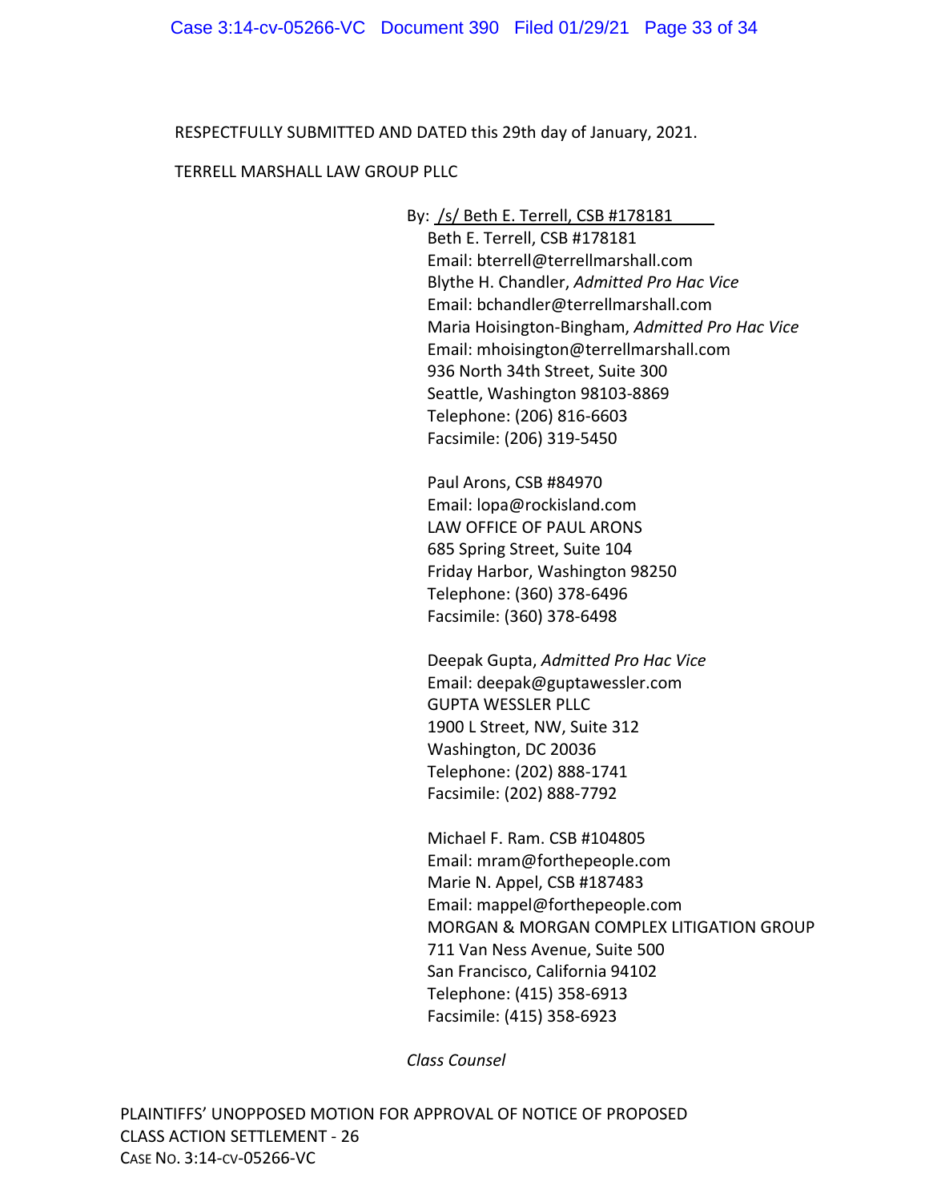RESPECTFULLY SUBMITTED AND DATED this 29th day of January, 2021.

TERRELL MARSHALL LAW GROUP PLLC

By: /s/ Beth E. Terrell, CSB #178181

Beth E. Terrell, CSB #178181
Email: bterrell@terrellmarshall.com
Blythe H. Chandler, *Admitted Pro Hac Vice*
Email: bchandler@terrellmarshall.com
Maria Hoisington-Bingham, *Admitted Pro Hac Vice*
Email: mhoisington@terrellmarshall.com
936 North 34th Street, Suite 300
Seattle, Washington 98103-8869
Telephone: (206) 816-6603
Facsimile: (206) 319-5450

Paul Arons, CSB #84970
Email: lopa@rockisland.com
LAW OFFICE OF PAUL ARONS
685 Spring Street, Suite 104
Friday Harbor, Washington 98250
Telephone: (360) 378-6496
Facsimile: (360) 378-6498

Deepak Gupta, *Admitted Pro Hac Vice*
Email: deepak@guptawessler.com
GUPTA WESSLER PLLC
1900 L Street, NW, Suite 312
Washington, DC 20036
Telephone: (202) 888-1741
Facsimile: (202) 888-7792

Michael F. Ram. CSB #104805
Email: mram@forthepeople.com
Marie N. Appel, CSB #187483
Email: mappel@forthepeople.com
MORGAN & MORGAN COMPLEX LITIGATION GROUP
711 Van Ness Avenue, Suite 500
San Francisco, California 94102
Telephone: (415) 358-6913
Facsimile: (415) 358-6923

*Class Counsel*

PLAINTIFFS' UNOPPOSED MOTION FOR APPROVAL OF NOTICE OF PROPOSED CLASS ACTION SETTLEMENT - 26
CASE NO. 3:14-CV-05266-VC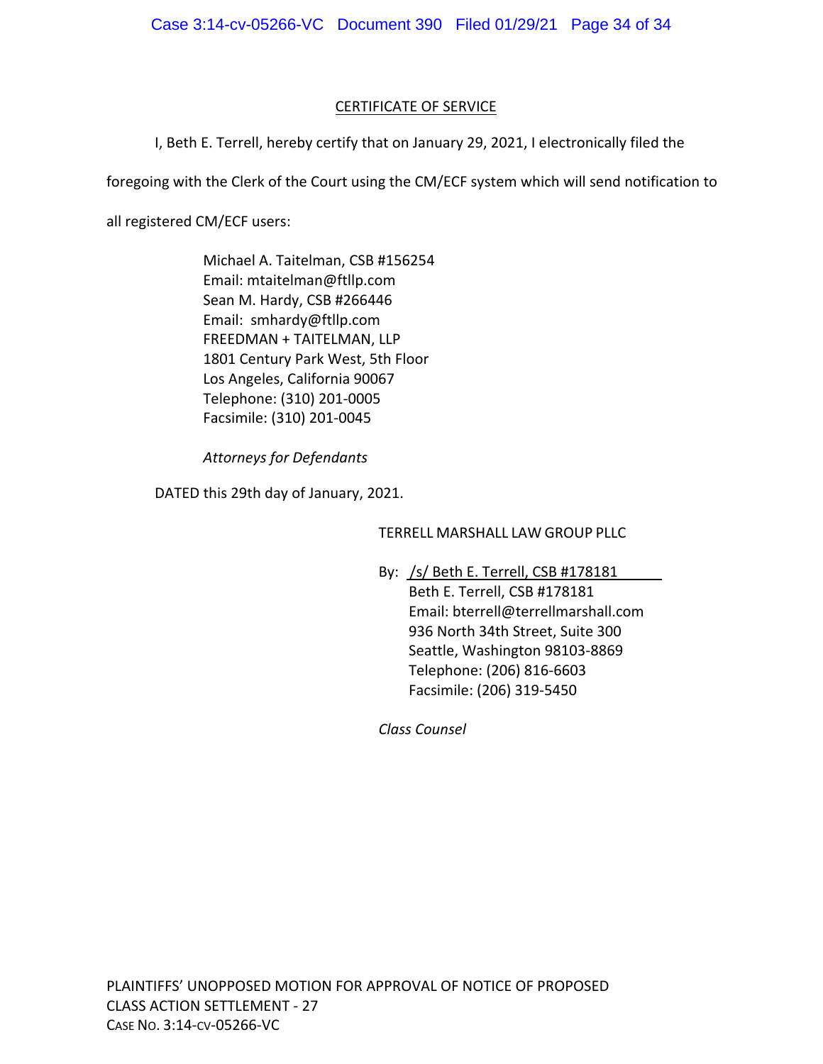## CERTIFICATE OF SERVICE

I, Beth E. Terrell, hereby certify that on January 29, 2021, I electronically filed the foregoing with the Clerk of the Court using the CM/ECF system which will send notification to all registered CM/ECF users:

Michael A. Taitelman, CSB #156254
Email: mtaitelman@ftllp.com
Sean M. Hardy, CSB #266446
Email: smhardy@ftllp.com
FREEDMAN + TAITELMAN, LLP
1801 Century Park West, 5th Floor
Los Angeles, California 90067
Telephone: (310) 201-0005
Facsimile: (310) 201-0045

*Attorneys for Defendants*

DATED this 29th day of January, 2021.

TERRELL MARSHALL LAW GROUP PLLC

By: /s/ Beth E. Terrell, CSB #178181
Beth E. Terrell, CSB #178181
Email: bterrell@terrellmarshall.com
936 North 34th Street, Suite 300
Seattle, Washington 98103-8869
Telephone: (206) 816-6603
Facsimile: (206) 319-5450

*Class Counsel*

PLAINTIFFS' UNOPPOSED MOTION FOR APPROVAL OF NOTICE OF PROPOSED CLASS ACTION SETTLEMENT - 27
CASE NO. 3:14-CV-05266-VC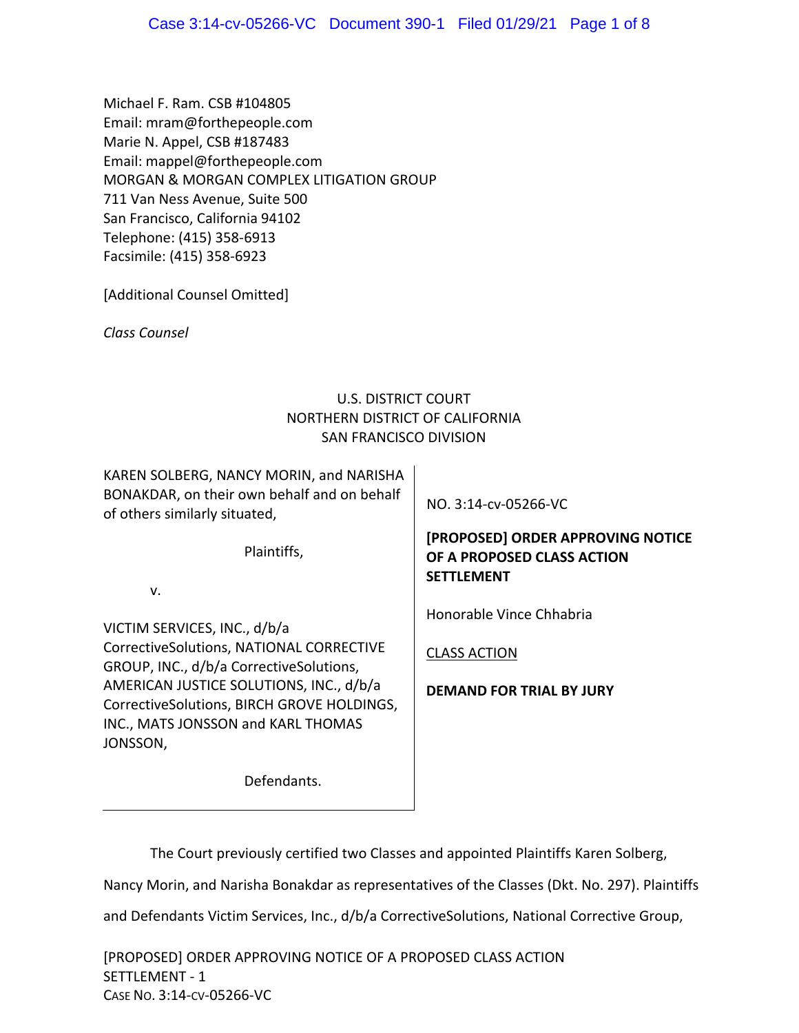Michael F. Ram. CSB #104805
Email: mram@forthepeople.com
Marie N. Appel, CSB #187483
Email: mappel@forthepeople.com
MORGAN & MORGAN COMPLEX LITIGATION GROUP
711 Van Ness Avenue, Suite 500
San Francisco, California 94102
Telephone: (415) 358-6913
Facsimile: (415) 358-6923

[Additional Counsel Omitted]

*Class Counsel*

U.S. DISTRICT COURT
NORTHERN DISTRICT OF CALIFORNIA
SAN FRANCISCO DIVISION

| | |
|---|---|
| KAREN SOLBERG, NANCY MORIN, and NARISHA BONAKDAR, on their own behalf and on behalf of others similarly situated,<br><br>Plaintiffs,<br><br>v.<br><br>VICTIM SERVICES, INC., d/b/a CorrectiveSolutions, NATIONAL CORRECTIVE GROUP, INC., d/b/a CorrectiveSolutions, AMERICAN JUSTICE SOLUTIONS, INC., d/b/a CorrectiveSolutions, BIRCH GROVE HOLDINGS, INC., MATS JONSSON and KARL THOMAS JONSSON,<br><br>Defendants. | NO. 3:14-cv-05266-VC<br><br>**[PROPOSED] ORDER APPROVING NOTICE OF A PROPOSED CLASS ACTION SETTLEMENT**<br><br>Honorable Vince Chhabria<br><br>CLASS ACTION<br><br>**DEMAND FOR TRIAL BY JURY** |

The Court previously certified two Classes and appointed Plaintiffs Karen Solberg, Nancy Morin, and Narisha Bonakdar as representatives of the Classes (Dkt. No. 297). Plaintiffs and Defendants Victim Services, Inc., d/b/a CorrectiveSolutions, National Corrective Group,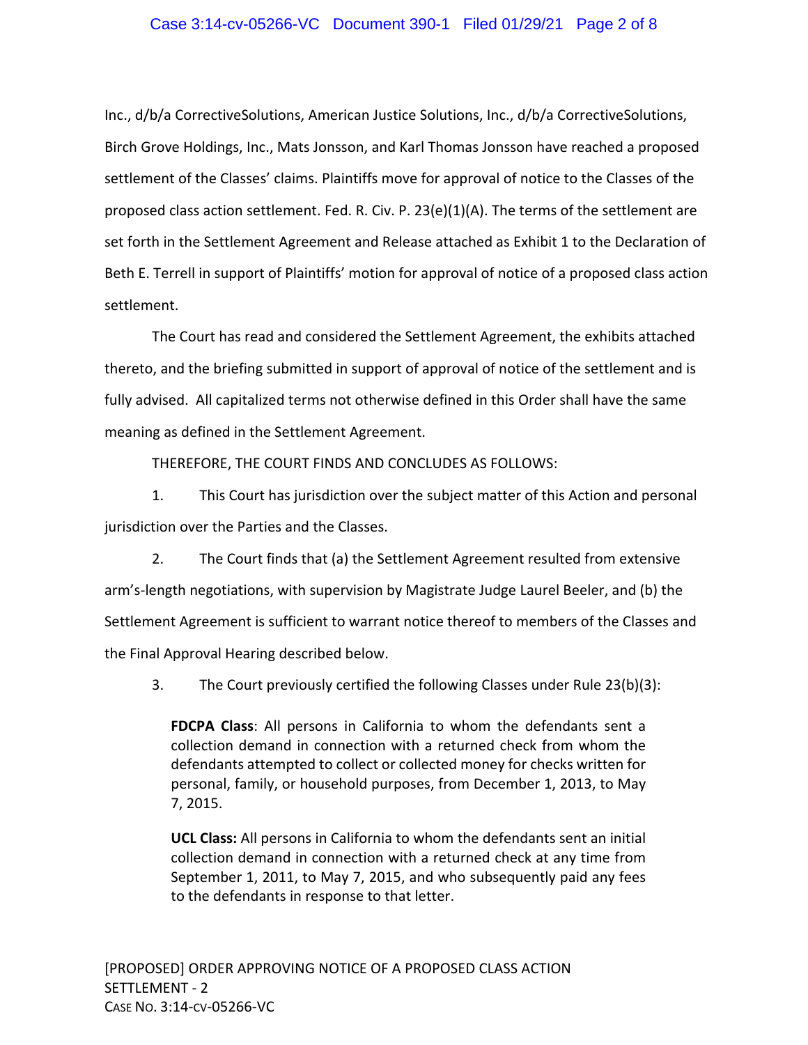Inc., d/b/a CorrectiveSolutions, American Justice Solutions, Inc., d/b/a CorrectiveSolutions, Birch Grove Holdings, Inc., Mats Jonsson, and Karl Thomas Jonsson have reached a proposed settlement of the Classes' claims. Plaintiffs move for approval of notice to the Classes of the proposed class action settlement. Fed. R. Civ. P. 23(e)(1)(A). The terms of the settlement are set forth in the Settlement Agreement and Release attached as Exhibit 1 to the Declaration of Beth E. Terrell in support of Plaintiffs' motion for approval of notice of a proposed class action settlement.

The Court has read and considered the Settlement Agreement, the exhibits attached thereto, and the briefing submitted in support of approval of notice of the settlement and is fully advised. All capitalized terms not otherwise defined in this Order shall have the same meaning as defined in the Settlement Agreement.

THEREFORE, THE COURT FINDS AND CONCLUDES AS FOLLOWS:

1. This Court has jurisdiction over the subject matter of this Action and personal jurisdiction over the Parties and the Classes.

2. The Court finds that (a) the Settlement Agreement resulted from extensive arm's-length negotiations, with supervision by Magistrate Judge Laurel Beeler, and (b) the Settlement Agreement is sufficient to warrant notice thereof to members of the Classes and the Final Approval Hearing described below.

3. The Court previously certified the following Classes under Rule 23(b)(3):

> **FDCPA Class**: All persons in California to whom the defendants sent a collection demand in connection with a returned check from whom the defendants attempted to collect or collected money for checks written for personal, family, or household purposes, from December 1, 2013, to May 7, 2015.
>
> **UCL Class:** All persons in California to whom the defendants sent an initial collection demand in connection with a returned check at any time from September 1, 2011, to May 7, 2015, and who subsequently paid any fees to the defendants in response to that letter.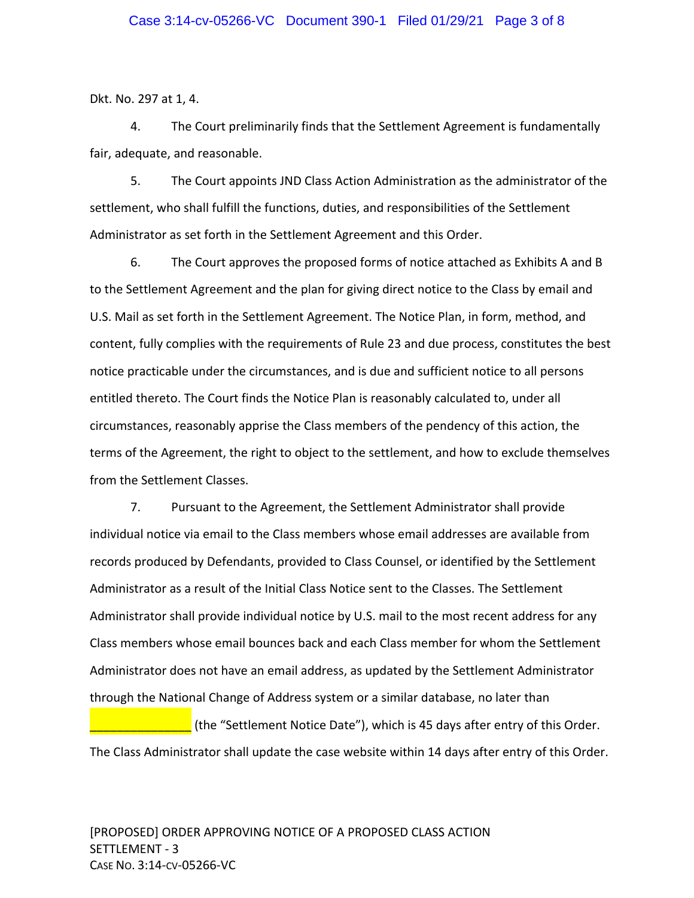Dkt. No. 297 at 1, 4.

4. The Court preliminarily finds that the Settlement Agreement is fundamentally fair, adequate, and reasonable.

5. The Court appoints JND Class Action Administration as the administrator of the settlement, who shall fulfill the functions, duties, and responsibilities of the Settlement Administrator as set forth in the Settlement Agreement and this Order.

6. The Court approves the proposed forms of notice attached as Exhibits A and B to the Settlement Agreement and the plan for giving direct notice to the Class by email and U.S. Mail as set forth in the Settlement Agreement. The Notice Plan, in form, method, and content, fully complies with the requirements of Rule 23 and due process, constitutes the best notice practicable under the circumstances, and is due and sufficient notice to all persons entitled thereto. The Court finds the Notice Plan is reasonably calculated to, under all circumstances, reasonably apprise the Class members of the pendency of this action, the terms of the Agreement, the right to object to the settlement, and how to exclude themselves from the Settlement Classes.

7. Pursuant to the Agreement, the Settlement Administrator shall provide individual notice via email to the Class members whose email addresses are available from records produced by Defendants, provided to Class Counsel, or identified by the Settlement Administrator as a result of the Initial Class Notice sent to the Classes. The Settlement Administrator shall provide individual notice by U.S. mail to the most recent address for any Class members whose email bounces back and each Class member for whom the Settlement Administrator does not have an email address, as updated by the Settlement Administrator through the National Change of Address system or a similar database, no later than _______________ (the "Settlement Notice Date"), which is 45 days after entry of this Order. The Class Administrator shall update the case website within 14 days after entry of this Order.

[PROPOSED] ORDER APPROVING NOTICE OF A PROPOSED CLASS ACTION SETTLEMENT - 3
CASE NO. 3:14-CV-05266-VC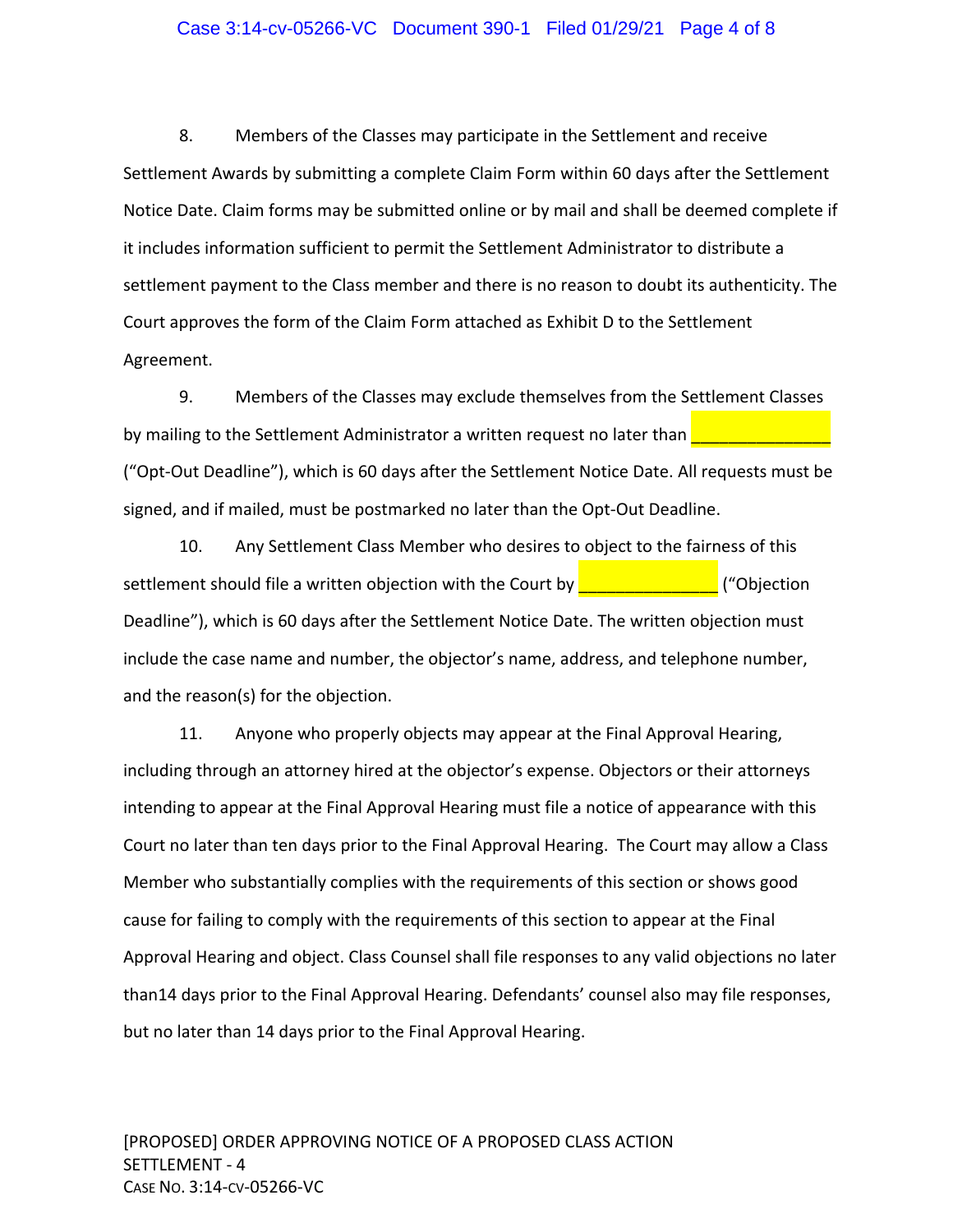8. Members of the Classes may participate in the Settlement and receive Settlement Awards by submitting a complete Claim Form within 60 days after the Settlement Notice Date. Claim forms may be submitted online or by mail and shall be deemed complete if it includes information sufficient to permit the Settlement Administrator to distribute a settlement payment to the Class member and there is no reason to doubt its authenticity. The Court approves the form of the Claim Form attached as Exhibit D to the Settlement Agreement.

9. Members of the Classes may exclude themselves from the Settlement Classes by mailing to the Settlement Administrator a written request no later than _______________ ("Opt-Out Deadline"), which is 60 days after the Settlement Notice Date. All requests must be signed, and if mailed, must be postmarked no later than the Opt-Out Deadline.

10. Any Settlement Class Member who desires to object to the fairness of this settlement should file a written objection with the Court by _______________ ("Objection Deadline"), which is 60 days after the Settlement Notice Date. The written objection must include the case name and number, the objector's name, address, and telephone number, and the reason(s) for the objection.

11. Anyone who properly objects may appear at the Final Approval Hearing, including through an attorney hired at the objector's expense. Objectors or their attorneys intending to appear at the Final Approval Hearing must file a notice of appearance with this Court no later than ten days prior to the Final Approval Hearing. The Court may allow a Class Member who substantially complies with the requirements of this section or shows good cause for failing to comply with the requirements of this section to appear at the Final Approval Hearing and object. Class Counsel shall file responses to any valid objections no later than14 days prior to the Final Approval Hearing. Defendants' counsel also may file responses, but no later than 14 days prior to the Final Approval Hearing.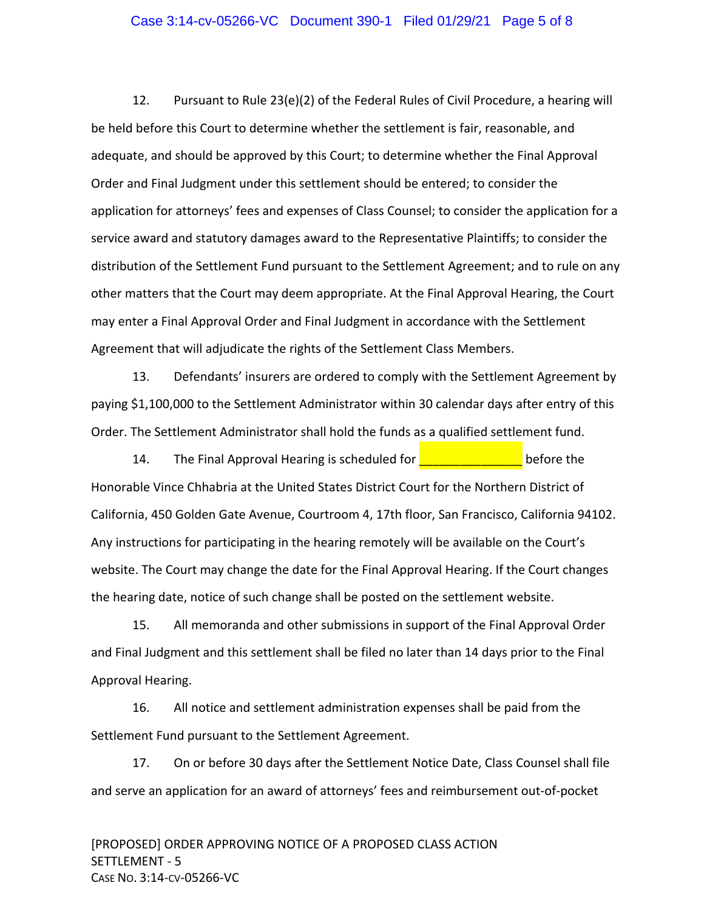12. Pursuant to Rule 23(e)(2) of the Federal Rules of Civil Procedure, a hearing will be held before this Court to determine whether the settlement is fair, reasonable, and adequate, and should be approved by this Court; to determine whether the Final Approval Order and Final Judgment under this settlement should be entered; to consider the application for attorneys' fees and expenses of Class Counsel; to consider the application for a service award and statutory damages award to the Representative Plaintiffs; to consider the distribution of the Settlement Fund pursuant to the Settlement Agreement; and to rule on any other matters that the Court may deem appropriate. At the Final Approval Hearing, the Court may enter a Final Approval Order and Final Judgment in accordance with the Settlement Agreement that will adjudicate the rights of the Settlement Class Members.

13. Defendants' insurers are ordered to comply with the Settlement Agreement by paying $1,100,000 to the Settlement Administrator within 30 calendar days after entry of this Order. The Settlement Administrator shall hold the funds as a qualified settlement fund.

14. The Final Approval Hearing is scheduled for _______________ before the Honorable Vince Chhabria at the United States District Court for the Northern District of California, 450 Golden Gate Avenue, Courtroom 4, 17th floor, San Francisco, California 94102. Any instructions for participating in the hearing remotely will be available on the Court's website. The Court may change the date for the Final Approval Hearing. If the Court changes the hearing date, notice of such change shall be posted on the settlement website.

15. All memoranda and other submissions in support of the Final Approval Order and Final Judgment and this settlement shall be filed no later than 14 days prior to the Final Approval Hearing.

16. All notice and settlement administration expenses shall be paid from the Settlement Fund pursuant to the Settlement Agreement.

17. On or before 30 days after the Settlement Notice Date, Class Counsel shall file and serve an application for an award of attorneys' fees and reimbursement out-of-pocket

[PROPOSED] ORDER APPROVING NOTICE OF A PROPOSED CLASS ACTION SETTLEMENT - 5
CASE NO. 3:14-CV-05266-VC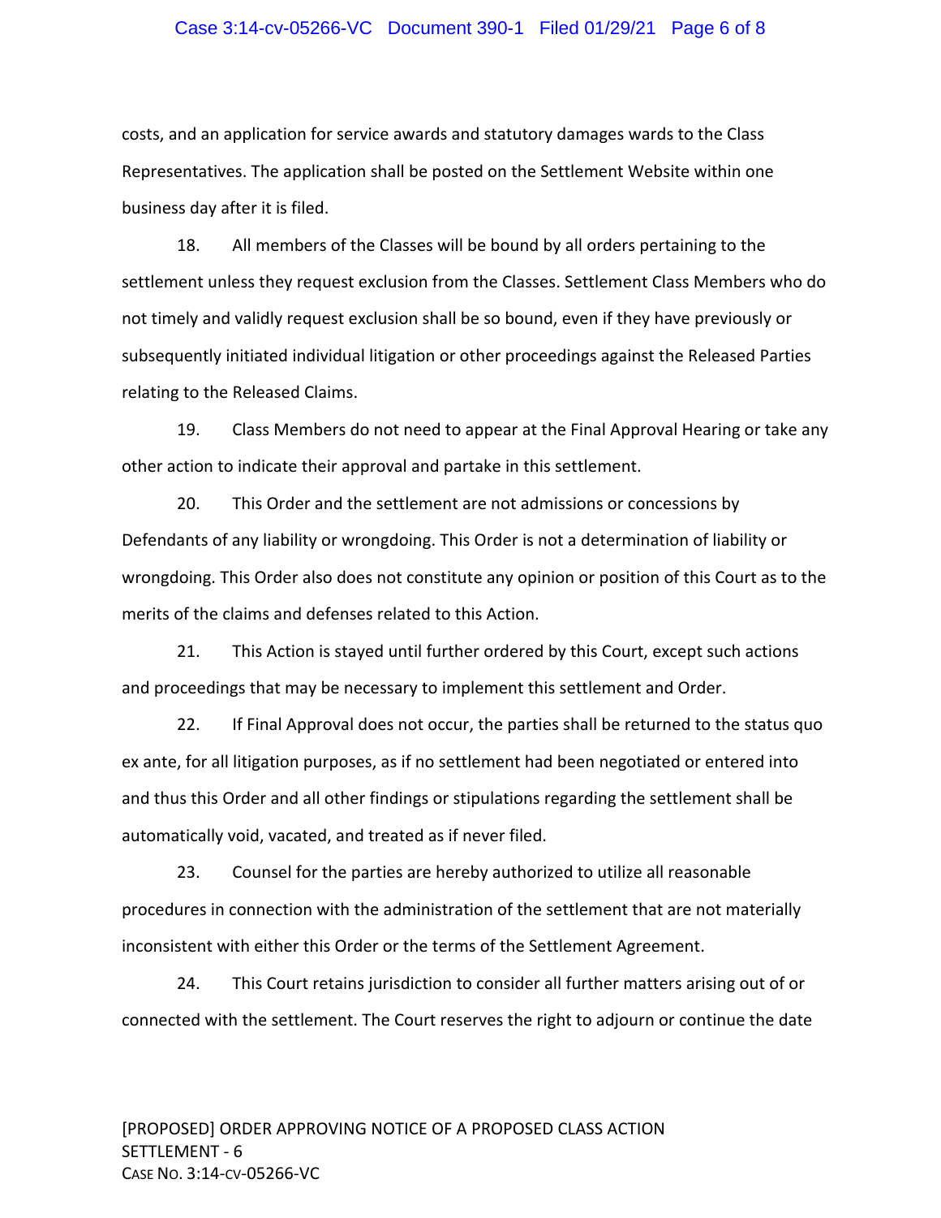costs, and an application for service awards and statutory damages wards to the Class Representatives. The application shall be posted on the Settlement Website within one business day after it is filed.

18. All members of the Classes will be bound by all orders pertaining to the settlement unless they request exclusion from the Classes. Settlement Class Members who do not timely and validly request exclusion shall be so bound, even if they have previously or subsequently initiated individual litigation or other proceedings against the Released Parties relating to the Released Claims.

19. Class Members do not need to appear at the Final Approval Hearing or take any other action to indicate their approval and partake in this settlement.

20. This Order and the settlement are not admissions or concessions by Defendants of any liability or wrongdoing. This Order is not a determination of liability or wrongdoing. This Order also does not constitute any opinion or position of this Court as to the merits of the claims and defenses related to this Action.

21. This Action is stayed until further ordered by this Court, except such actions and proceedings that may be necessary to implement this settlement and Order.

22. If Final Approval does not occur, the parties shall be returned to the status quo ex ante, for all litigation purposes, as if no settlement had been negotiated or entered into and thus this Order and all other findings or stipulations regarding the settlement shall be automatically void, vacated, and treated as if never filed.

23. Counsel for the parties are hereby authorized to utilize all reasonable procedures in connection with the administration of the settlement that are not materially inconsistent with either this Order or the terms of the Settlement Agreement.

24. This Court retains jurisdiction to consider all further matters arising out of or connected with the settlement. The Court reserves the right to adjourn or continue the date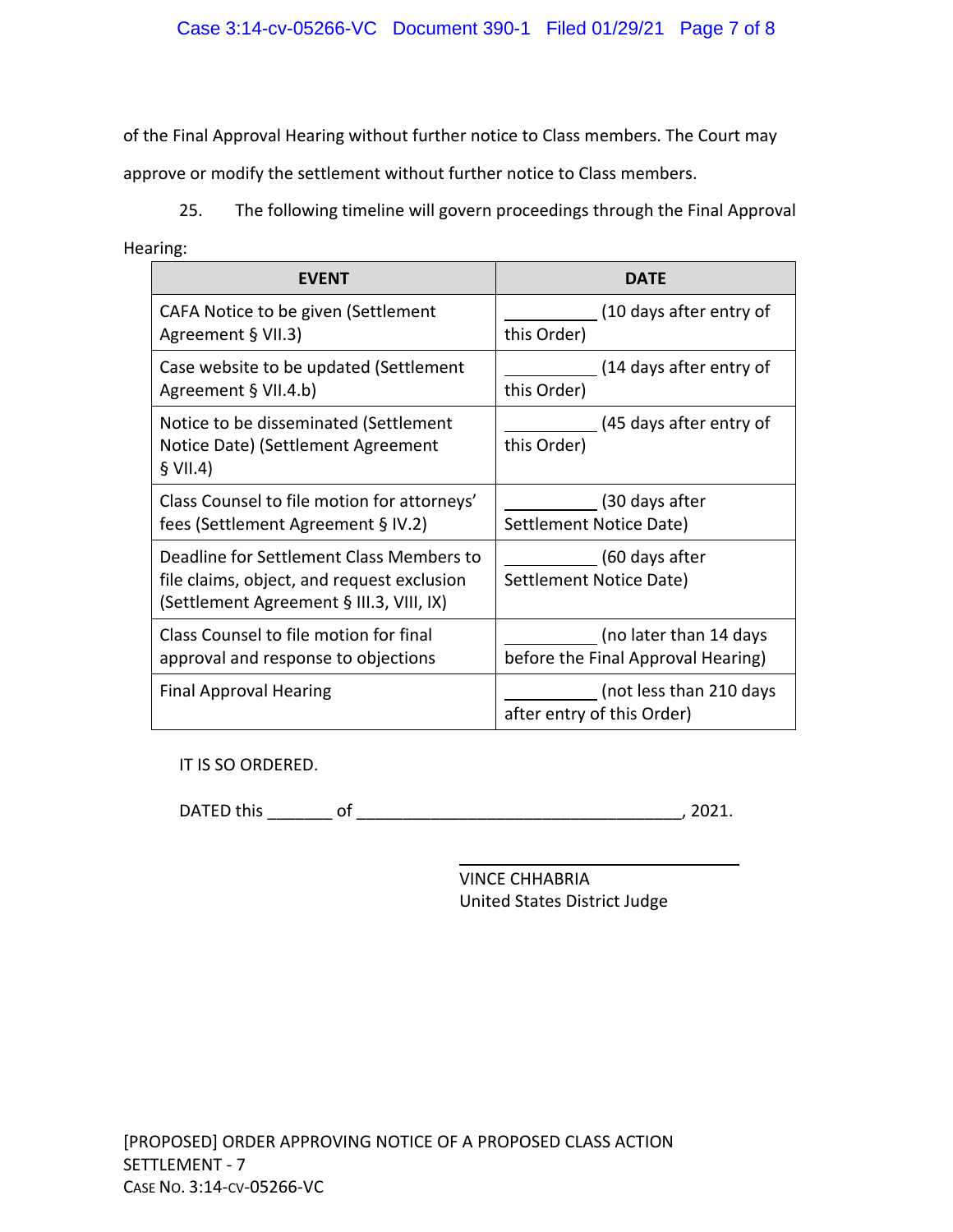of the Final Approval Hearing without further notice to Class members. The Court may approve or modify the settlement without further notice to Class members.

25. The following timeline will govern proceedings through the Final Approval Hearing:

| EVENT | DATE |
|---|---|
| CAFA Notice to be given (Settlement Agreement § VII.3) | __________ (10 days after entry of this Order) |
| Case website to be updated (Settlement Agreement § VII.4.b) | __________ (14 days after entry of this Order) |
| Notice to be disseminated (Settlement Notice Date) (Settlement Agreement § VII.4) | __________ (45 days after entry of this Order) |
| Class Counsel to file motion for attorneys' fees (Settlement Agreement § IV.2) | __________ (30 days after Settlement Notice Date) |
| Deadline for Settlement Class Members to file claims, object, and request exclusion (Settlement Agreement § III.3, VIII, IX) | __________ (60 days after Settlement Notice Date) |
| Class Counsel to file motion for final approval and response to objections | __________ (no later than 14 days before the Final Approval Hearing) |
| Final Approval Hearing | __________ (not less than 210 days after entry of this Order) |

IT IS SO ORDERED.

DATED this _______ of ___________________________________, 2021.

______________________________
VINCE CHHABRIA
United States District Judge

[PROPOSED] ORDER APPROVING NOTICE OF A PROPOSED CLASS ACTION SETTLEMENT - 7
CASE NO. 3:14-CV-05266-VC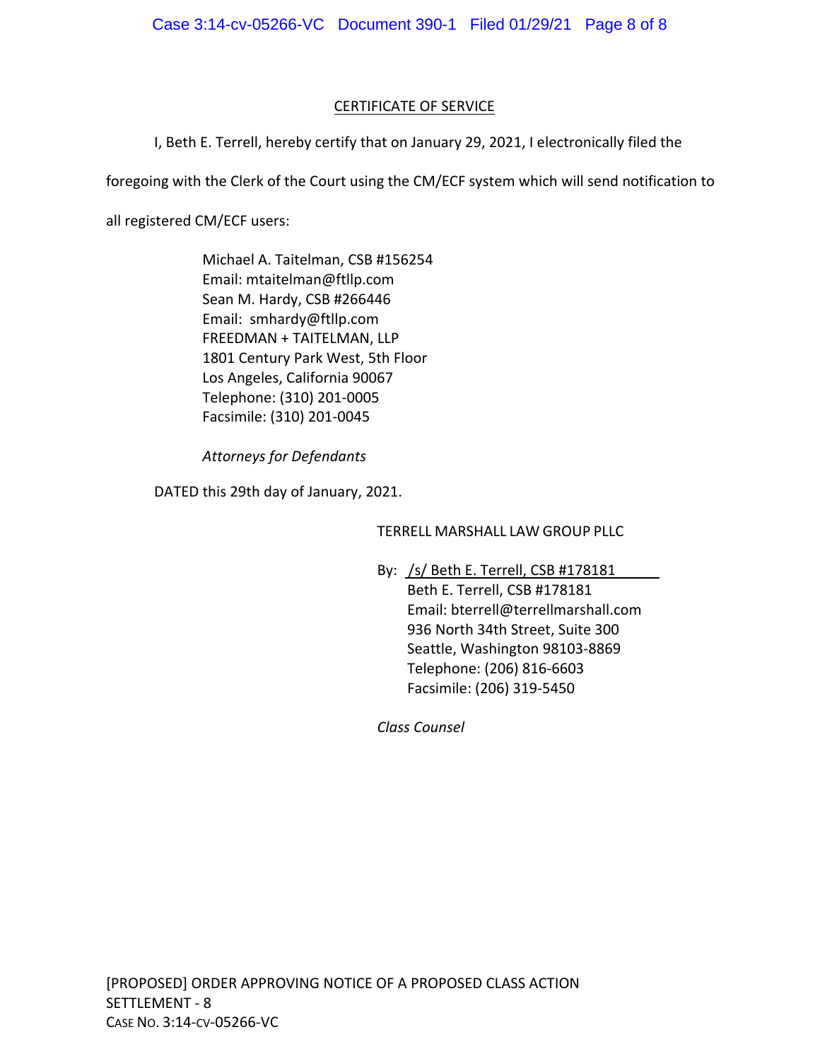## CERTIFICATE OF SERVICE

I, Beth E. Terrell, hereby certify that on January 29, 2021, I electronically filed the foregoing with the Clerk of the Court using the CM/ECF system which will send notification to all registered CM/ECF users:

> Michael A. Taitelman, CSB #156254
> Email: mtaitelman@ftllp.com
> Sean M. Hardy, CSB #266446
> Email: smhardy@ftllp.com
> FREEDMAN + TAITELMAN, LLP
> 1801 Century Park West, 5th Floor
> Los Angeles, California 90067
> Telephone: (310) 201-0005
> Facsimile: (310) 201-0045
>
> *Attorneys for Defendants*

DATED this 29th day of January, 2021.

TERRELL MARSHALL LAW GROUP PLLC

By: /s/ Beth E. Terrell, CSB #178181
Beth E. Terrell, CSB #178181
Email: bterrell@terrellmarshall.com
936 North 34th Street, Suite 300
Seattle, Washington 98103-8869
Telephone: (206) 816-6603
Facsimile: (206) 319-5450

*Class Counsel*

[PROPOSED] ORDER APPROVING NOTICE OF A PROPOSED CLASS ACTION SETTLEMENT - 8
CASE NO. 3:14-CV-05266-VC